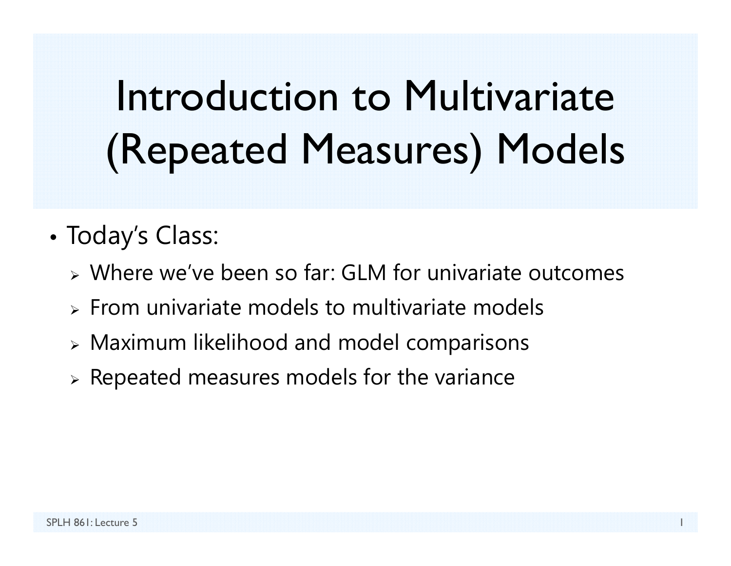# Introduction to Multivariate (Repeated Measures) Models

- Today's Class:
  - Where we've been so far: GLM for univariate outcomes
  - From univariate models to multivariate models
  - Maximum likelihood and model comparisons
  - Repeated measures models for the variance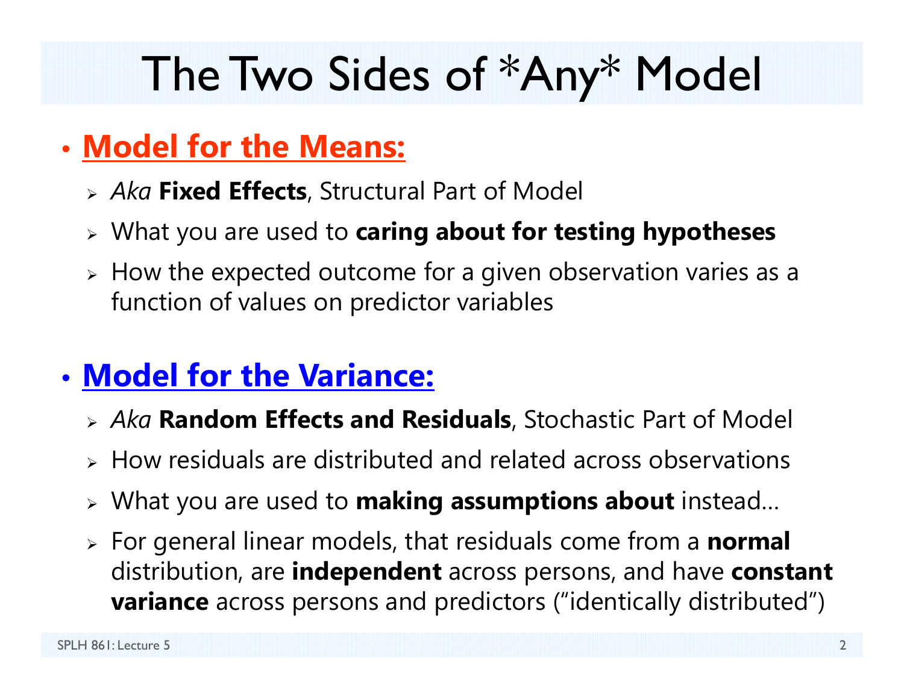# The Two Sides of *Any* Model

- **Model for the Means:**
  - *Aka* **Fixed Effects**, Structural Part of Model
  - What you are used to **caring about for testing hypotheses**
  - How the expected outcome for a given observation varies as a function of values on predictor variables

- **Model for the Variance:**
  - *Aka* **Random Effects and Residuals**, Stochastic Part of Model
  - How residuals are distributed and related across observations
  - What you are used to **making assumptions about** instead…
  - For general linear models, that residuals come from a **normal** distribution, are **independent** across persons, and have **constant variance** across persons and predictors (“identically distributed”)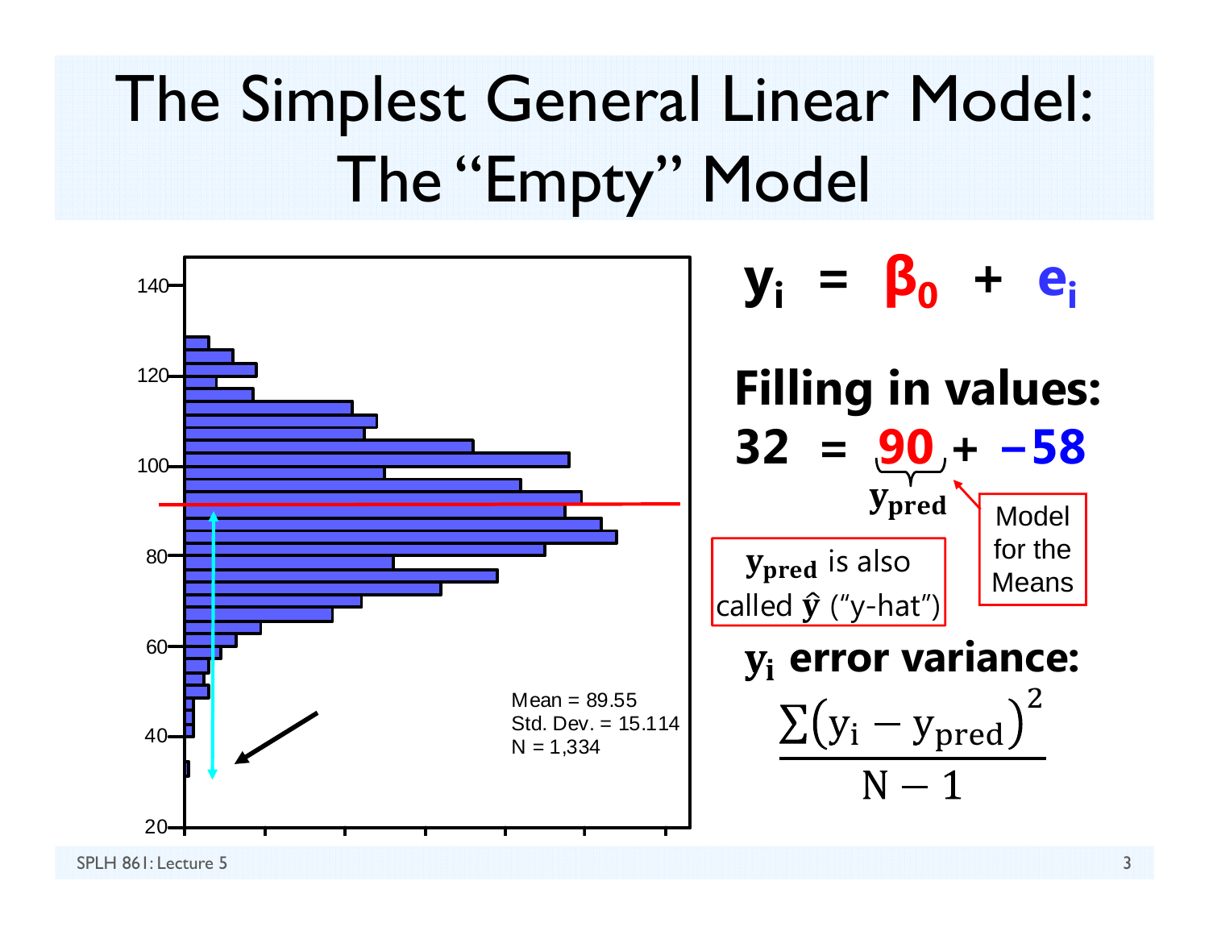# The Simplest General Linear Model: The "Empty" Model

Mean = 89.55
Std. Dev. = 15.114
N = 1,334

$$\mathbf{y_i = \beta_0 + e_i}$$

**Filling in values:**

$$\mathbf{32 = \underbrace{90}_{y_{pred}} + -58}$$

Model for the Means

$\mathbf{y_{pred}}$ is also called $\hat{\mathbf{y}}$ ("y-hat")

**$\mathbf{y_i}$ error variance:**

$$\frac{\sum\left(y_i - y_{pred}\right)^2}{N - 1}$$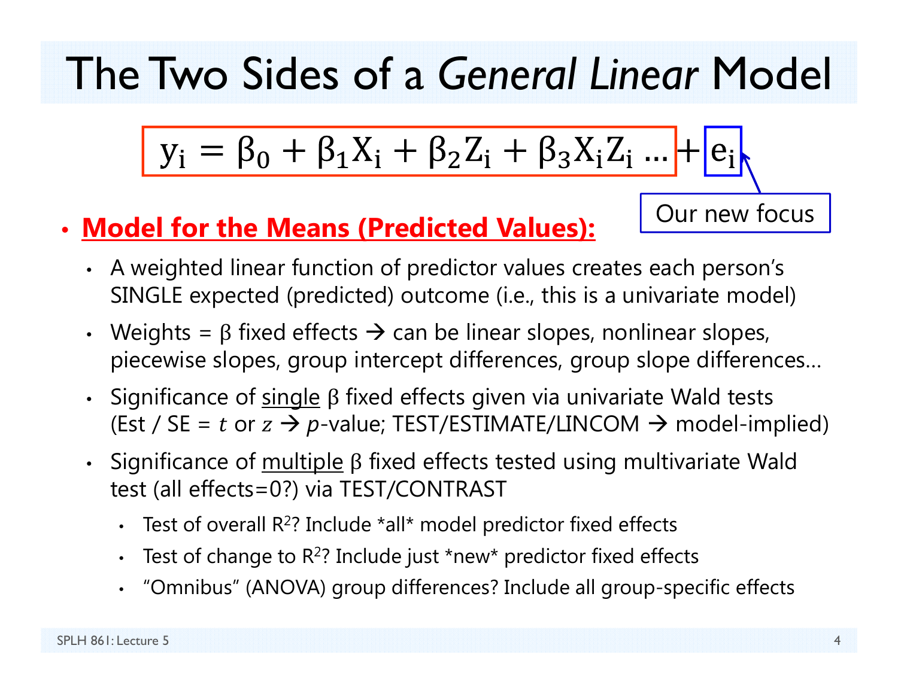# The Two Sides of a *General Linear* Model

$$y_i = \beta_0 + \beta_1 X_i + \beta_2 Z_i + \beta_3 X_i Z_i \ldots + e_i$$

Our new focus

- **Model for the Means (Predicted Values):**
  - A weighted linear function of predictor values creates each person's SINGLE expected (predicted) outcome (i.e., this is a univariate model)
  - Weights = β fixed effects → can be linear slopes, nonlinear slopes, piecewise slopes, group intercept differences, group slope differences…
  - Significance of single β fixed effects given via univariate Wald tests (Est / SE = $t$ or $z$ → $p$-value; TEST/ESTIMATE/LINCOM → model-implied)
  - Significance of multiple β fixed effects tested using multivariate Wald test (all effects=0?) via TEST/CONTRAST
    - Test of overall $R^2$? Include *all* model predictor fixed effects
    - Test of change to $R^2$? Include just *new* predictor fixed effects
    - "Omnibus" (ANOVA) group differences? Include all group-specific effects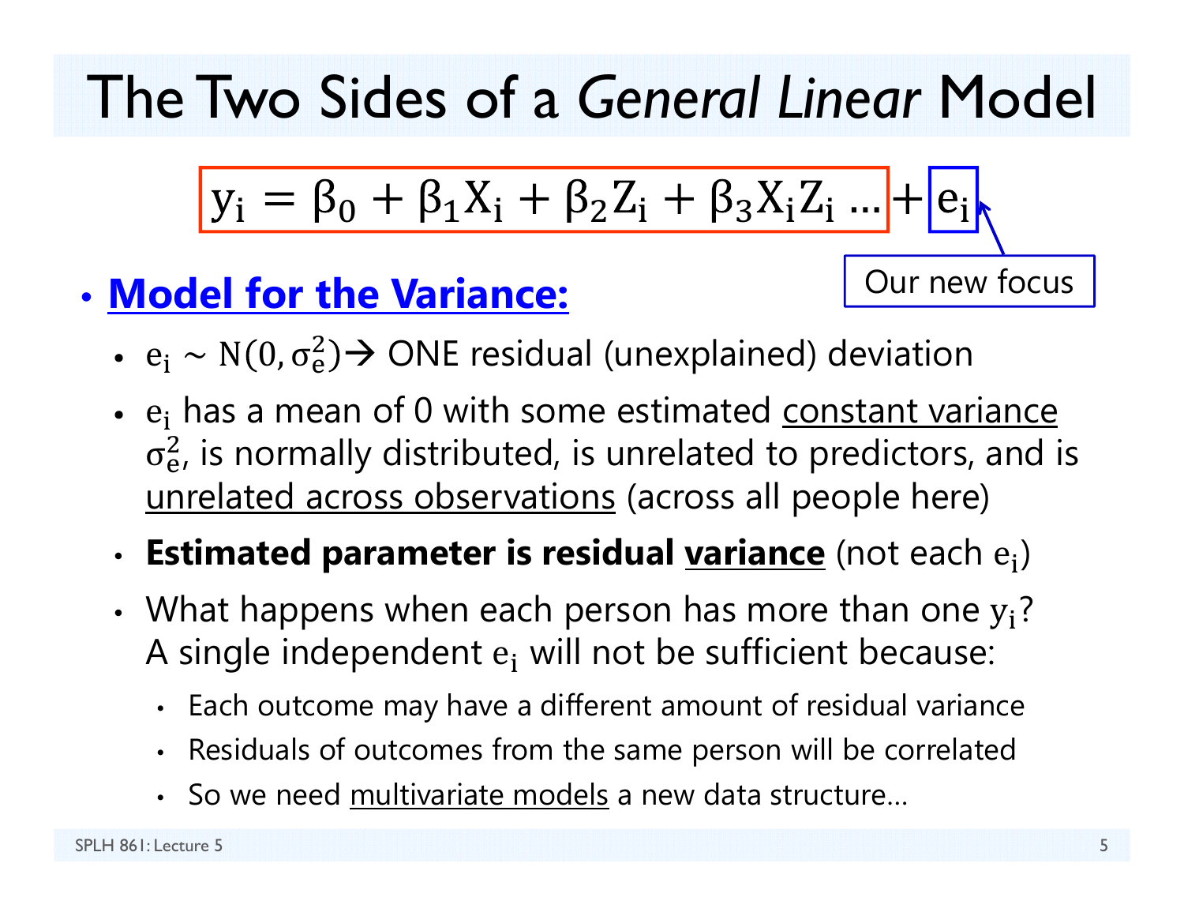# The Two Sides of a *General Linear* Model

$$y_i = \beta_0 + \beta_1 X_i + \beta_2 Z_i + \beta_3 X_i Z_i \ldots + e_i$$

Our new focus

- **Model for the Variance:**
  - $e_i \sim N(0, \sigma_e^2)$ → ONE residual (unexplained) deviation
  - $e_i$ has a mean of 0 with some estimated constant variance $\sigma_e^2$, is normally distributed, is unrelated to predictors, and is unrelated across observations (across all people here)
  - **Estimated parameter is residual variance** (not each $e_i$)
  - What happens when each person has more than one $y_i$? A single independent $e_i$ will not be sufficient because:
    - Each outcome may have a different amount of residual variance
    - Residuals of outcomes from the same person will be correlated
    - So we need multivariate models a new data structure…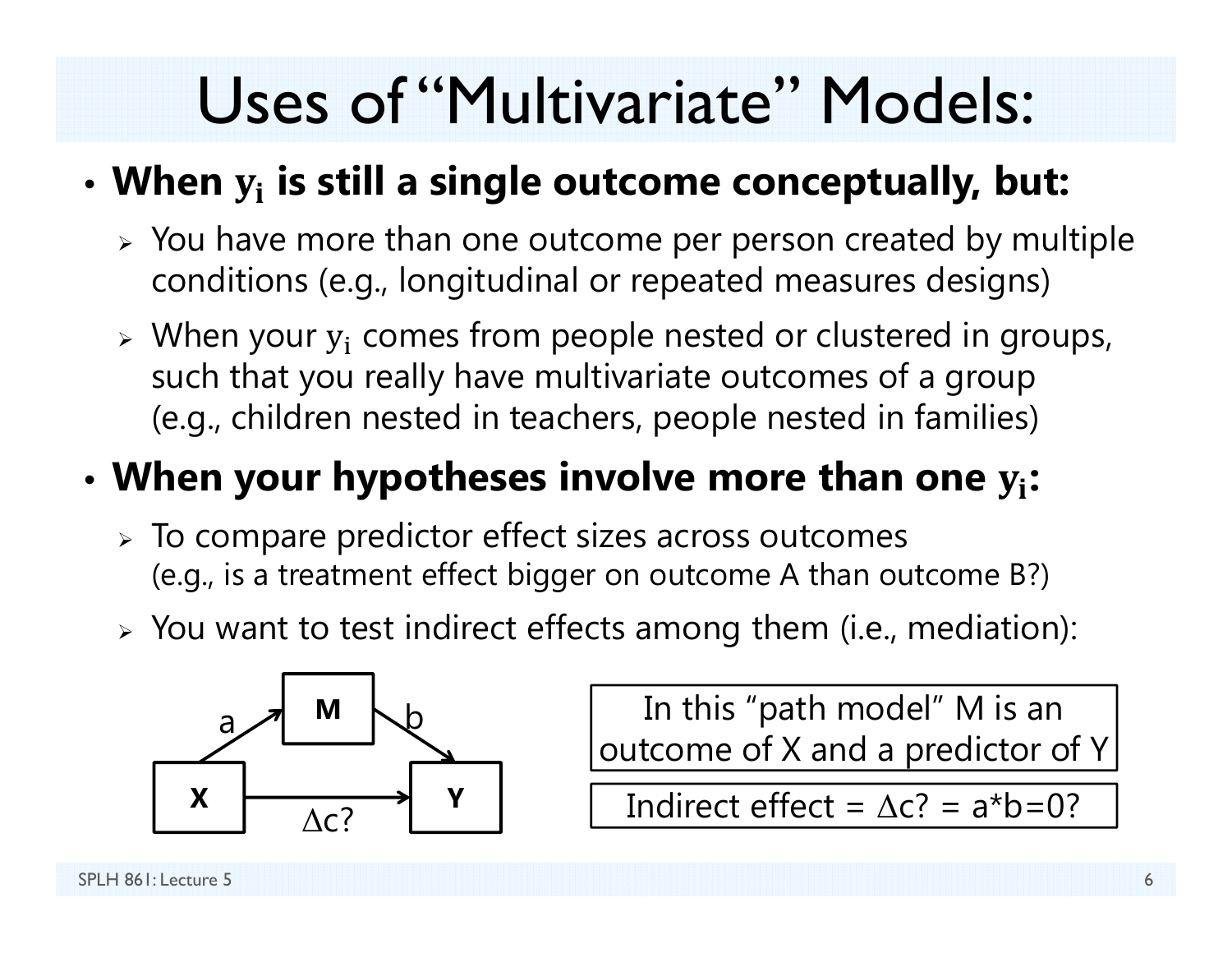# Uses of "Multivariate" Models:

- **When $\mathbf{y_i}$ is still a single outcome conceptually, but:**
  - You have more than one outcome per person created by multiple conditions (e.g., longitudinal or repeated measures designs)
  - When your $y_i$ comes from people nested or clustered in groups, such that you really have multivariate outcomes of a group (e.g., children nested in teachers, people nested in families)
- **When your hypotheses involve more than one $\mathbf{y_i}$:**
  - To compare predictor effect sizes across outcomes (e.g., is a treatment effect bigger on outcome A than outcome B?)
  - You want to test indirect effects among them (i.e., mediation):

X → M (a); M → Y (b); X → Y ($\Delta$c?)

In this "path model" M is an outcome of X and a predictor of Y

Indirect effect = $\Delta$c? = a*b=0?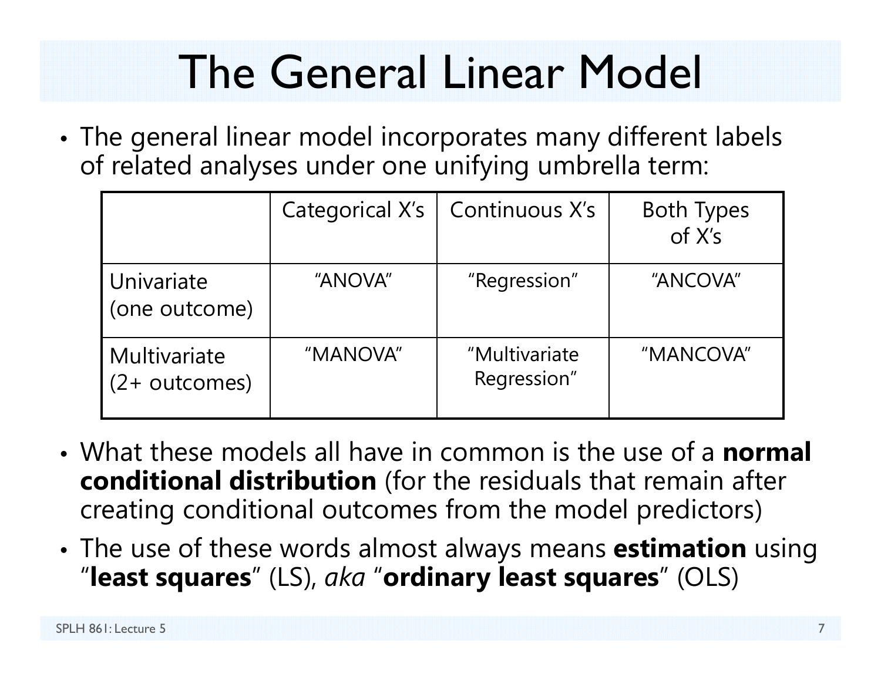# The General Linear Model

- The general linear model incorporates many different labels of related analyses under one unifying umbrella term:

| | Categorical X's | Continuous X's | Both Types of X's |
|---|---|---|---|
| Univariate (one outcome) | "ANOVA" | "Regression" | "ANCOVA" |
| Multivariate (2+ outcomes) | "MANOVA" | "Multivariate Regression" | "MANCOVA" |

- What these models all have in common is the use of a **normal conditional distribution** (for the residuals that remain after creating conditional outcomes from the model predictors)
- The use of these words almost always means **estimation** using "**least squares**" (LS), *aka* "**ordinary least squares**" (OLS)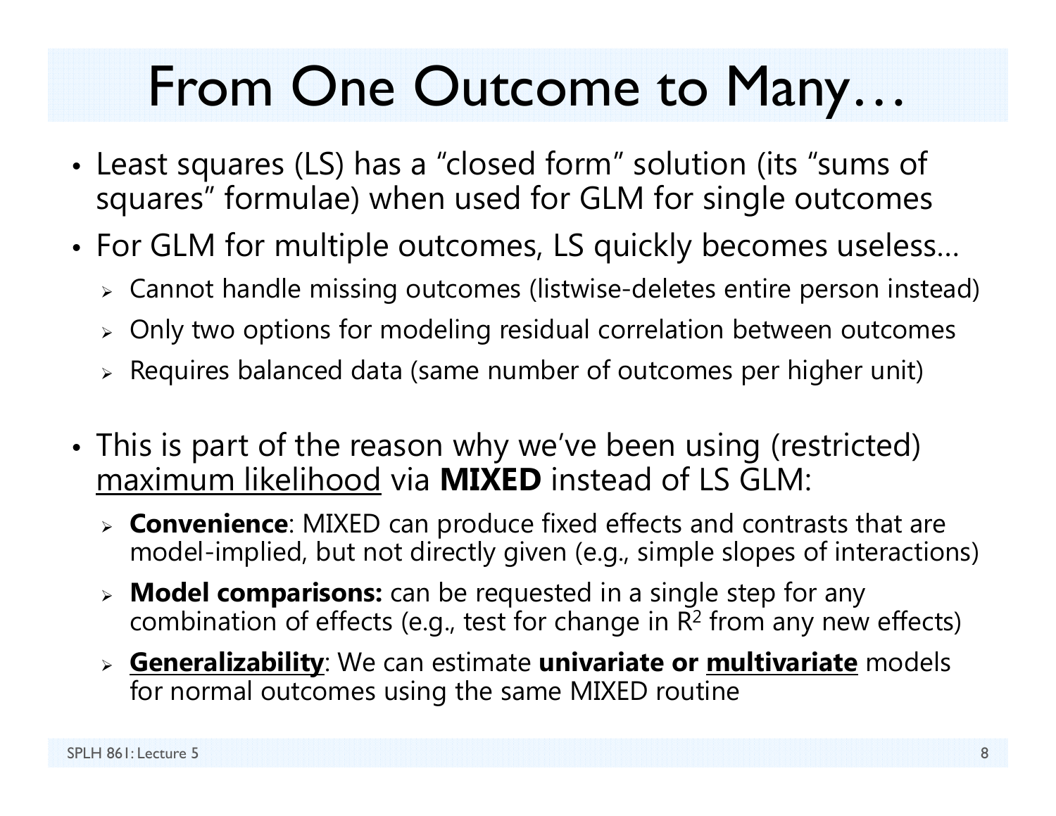# From One Outcome to Many…

- Least squares (LS) has a "closed form" solution (its "sums of squares" formulae) when used for GLM for single outcomes
- For GLM for multiple outcomes, LS quickly becomes useless…
  - Cannot handle missing outcomes (listwise-deletes entire person instead)
  - Only two options for modeling residual correlation between outcomes
  - Requires balanced data (same number of outcomes per higher unit)
- This is part of the reason why we've been using (restricted) <u>maximum likelihood</u> via **MIXED** instead of LS GLM:
  - **Convenience**: MIXED can produce fixed effects and contrasts that are model-implied, but not directly given (e.g., simple slopes of interactions)
  - **Model comparisons:** can be requested in a single step for any combination of effects (e.g., test for change in $R^2$ from any new effects)
  - **<u>Generalizability</u>**: We can estimate **univariate or <u>multivariate</u>** models for normal outcomes using the same MIXED routine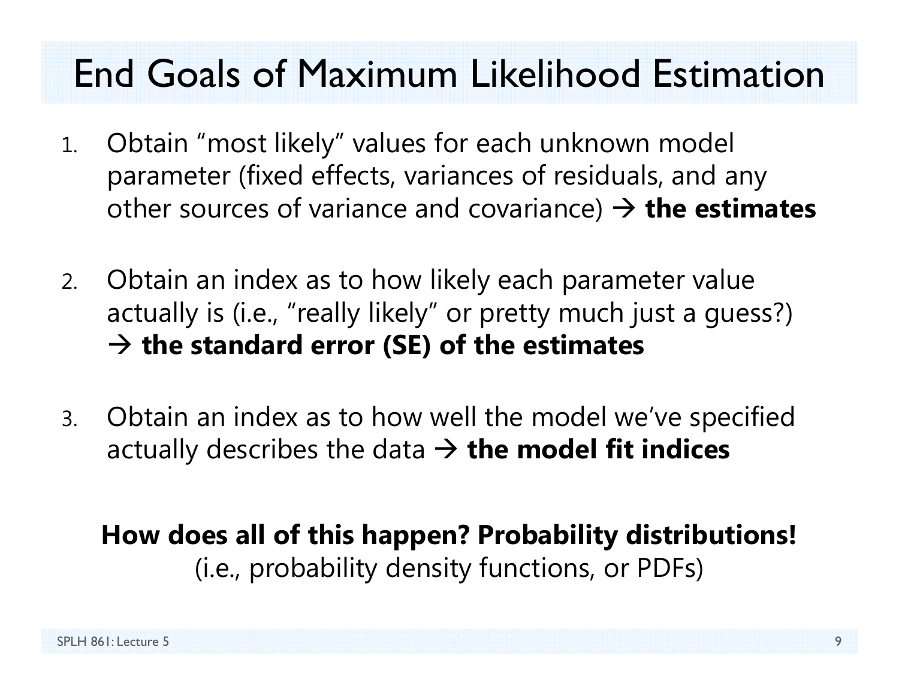# End Goals of Maximum Likelihood Estimation

1. Obtain "most likely" values for each unknown model parameter (fixed effects, variances of residuals, and any other sources of variance and covariance) → **the estimates**

2. Obtain an index as to how likely each parameter value actually is (i.e., "really likely" or pretty much just a guess?) → **the standard error (SE) of the estimates**

3. Obtain an index as to how well the model we've specified actually describes the data → **the model fit indices**

**How does all of this happen? Probability distributions!**
(i.e., probability density functions, or PDFs)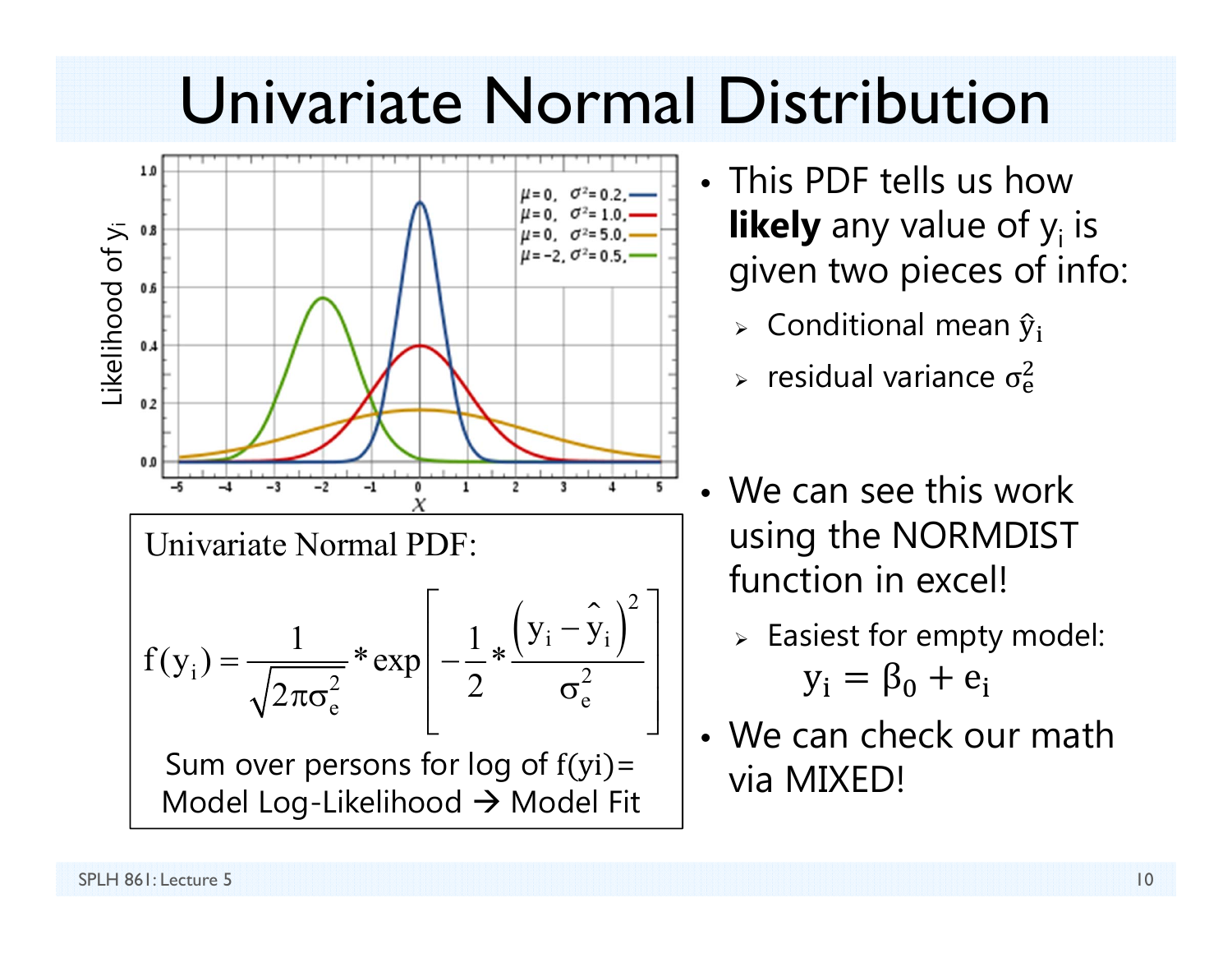# Univariate Normal Distribution

Univariate Normal PDF:

$$f(y_i) = \frac{1}{\sqrt{2\pi\sigma_e^2}} * \exp\left[-\frac{1}{2} * \frac{\left(y_i - \hat{y}_i\right)^2}{\sigma_e^2}\right]$$

Sum over persons for log of $f(y_i)$ = Model Log-Likelihood → Model Fit

- This PDF tells us how **likely** any value of $y_i$ is given two pieces of info:
  - Conditional mean $\hat{y}_i$
  - residual variance $\sigma_e^2$
- We can see this work using the NORMDIST function in excel!
  - Easiest for empty model: $y_i = \beta_0 + e_i$
- We can check our math via MIXED!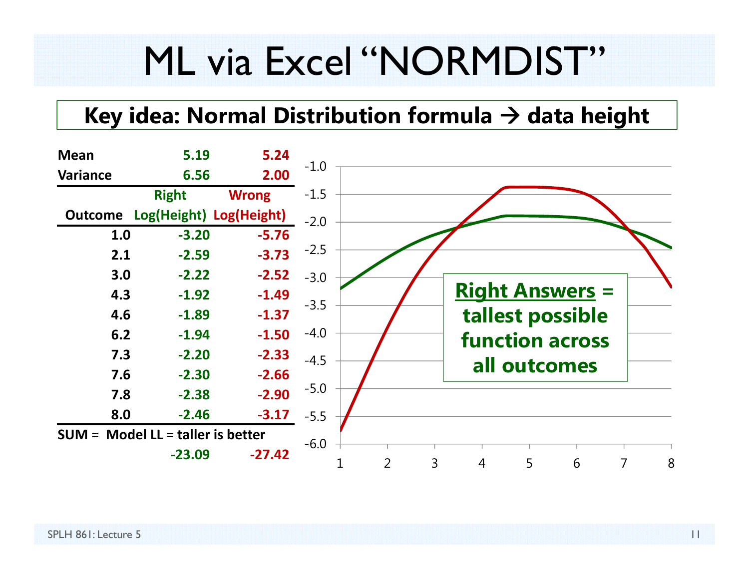# ML via Excel "NORMDIST"

**Key idea: Normal Distribution formula → data height**

| | Right | Wrong |
|---|---|---|
| **Mean** | 5.19 | 5.24 |
| **Variance** | 6.56 | 2.00 |
| **Outcome** | **Right Log(Height)** | **Wrong Log(Height)** |
| 1.0 | -3.20 | -5.76 |
| 2.1 | -2.59 | -3.73 |
| 3.0 | -2.22 | -2.52 |
| 4.3 | -1.92 | -1.49 |
| 4.6 | -1.89 | -1.37 |
| 6.2 | -1.94 | -1.50 |
| 7.3 | -2.20 | -2.33 |
| 7.6 | -2.30 | -2.66 |
| 7.8 | -2.38 | -2.90 |
| 8.0 | -2.46 | -3.17 |
| **SUM = Model LL = taller is better** | -23.09 | -27.42 |

**Right Answers = tallest possible function across all outcomes**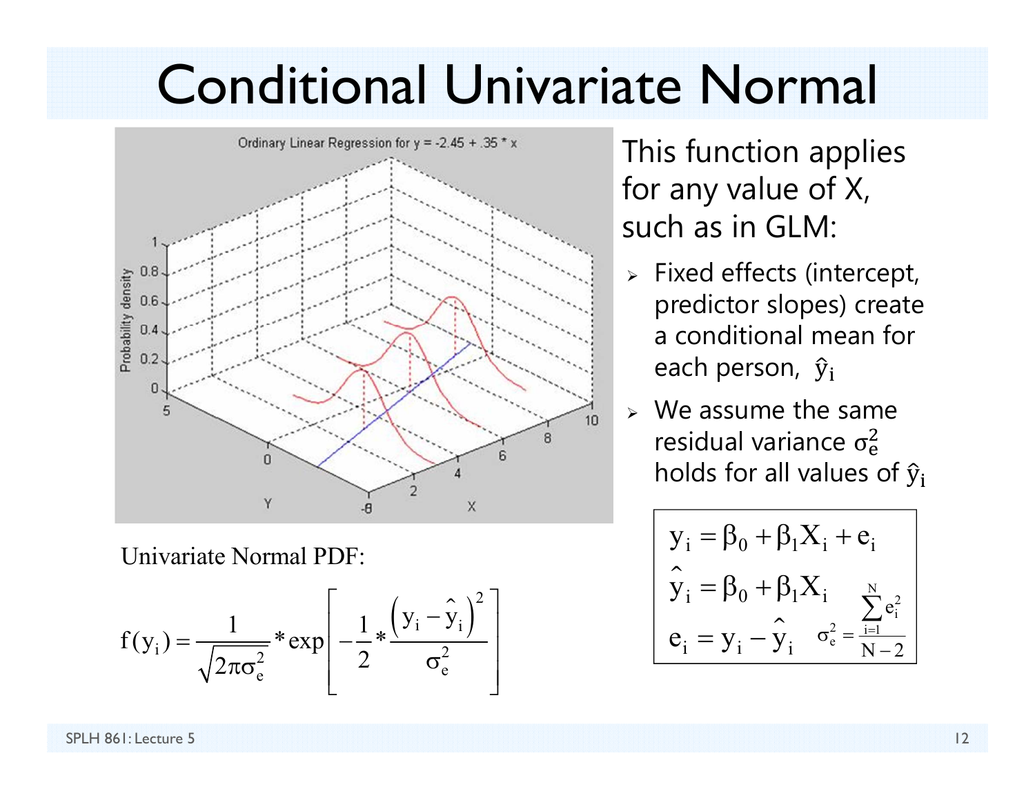# Conditional Univariate Normal

This function applies for any value of X, such as in GLM:

- Fixed effects (intercept, predictor slopes) create a conditional mean for each person, $\hat{y}_i$
- We assume the same residual variance $\sigma_e^2$ holds for all values of $\hat{y}_i$

Univariate Normal PDF:

$$f(y_i) = \frac{1}{\sqrt{2\pi\sigma_e^2}} * \exp\left[-\frac{1}{2} * \frac{\left(y_i - \hat{y}_i\right)^2}{\sigma_e^2}\right]$$

$$y_i = \beta_0 + \beta_1 X_i + e_i$$

$$\hat{y}_i = \beta_0 + \beta_1 X_i$$

$$e_i = y_i - \hat{y}_i \qquad \sigma_e^2 = \frac{\sum_{i=1}^{N} e_i^2}{N-2}$$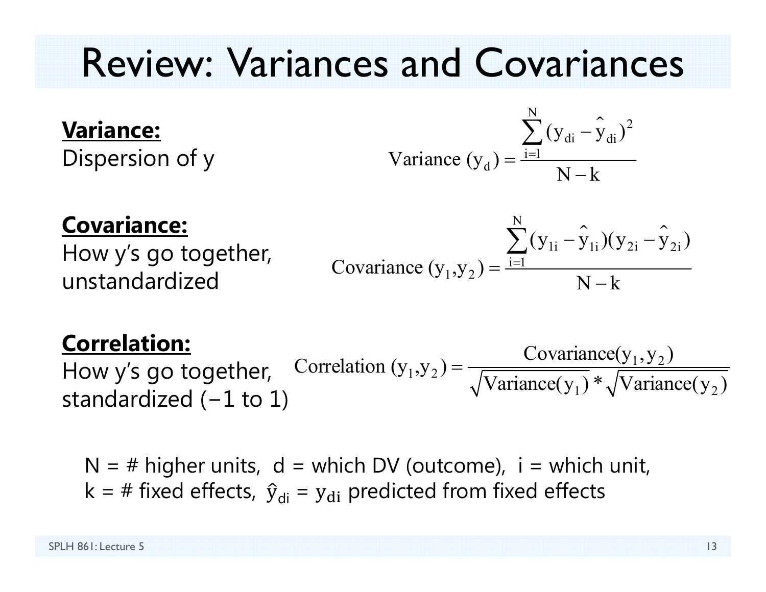# Review: Variances and Covariances

**Variance:**
Dispersion of y

$$\text{Variance}(y_d) = \frac{\sum_{i=1}^{N} (y_{di} - \hat{y}_{di})^2}{N - k}$$

**Covariance:**
How y's go together, unstandardized

$$\text{Covariance}(y_1, y_2) = \frac{\sum_{i=1}^{N} (y_{1i} - \hat{y}_{1i})(y_{2i} - \hat{y}_{2i})}{N - k}$$

**Correlation:**
How y's go together, standardized (−1 to 1)

$$\text{Correlation}(y_1, y_2) = \frac{\text{Covariance}(y_1, y_2)}{\sqrt{\text{Variance}(y_1)} * \sqrt{\text{Variance}(y_2)}}$$

N = # higher units, d = which DV (outcome), i = which unit,
k = # fixed effects, $\hat{y}_{di}$ = $y_{di}$ predicted from fixed effects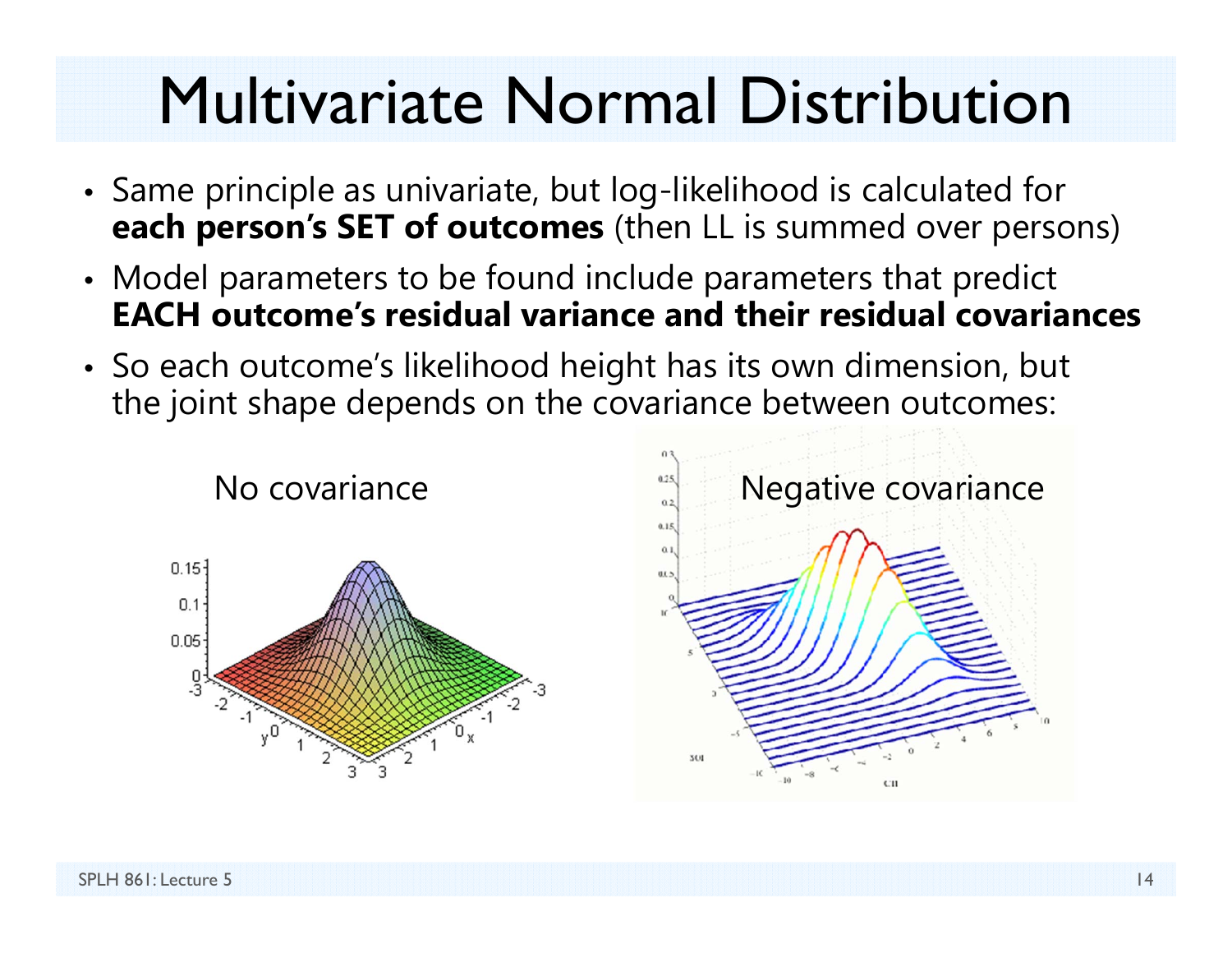# Multivariate Normal Distribution

- Same principle as univariate, but log-likelihood is calculated for **each person's SET of outcomes** (then LL is summed over persons)
- Model parameters to be found include parameters that predict **EACH outcome's residual variance and their residual covariances**
- So each outcome's likelihood height has its own dimension, but the joint shape depends on the covariance between outcomes:

No covariance

Negative covariance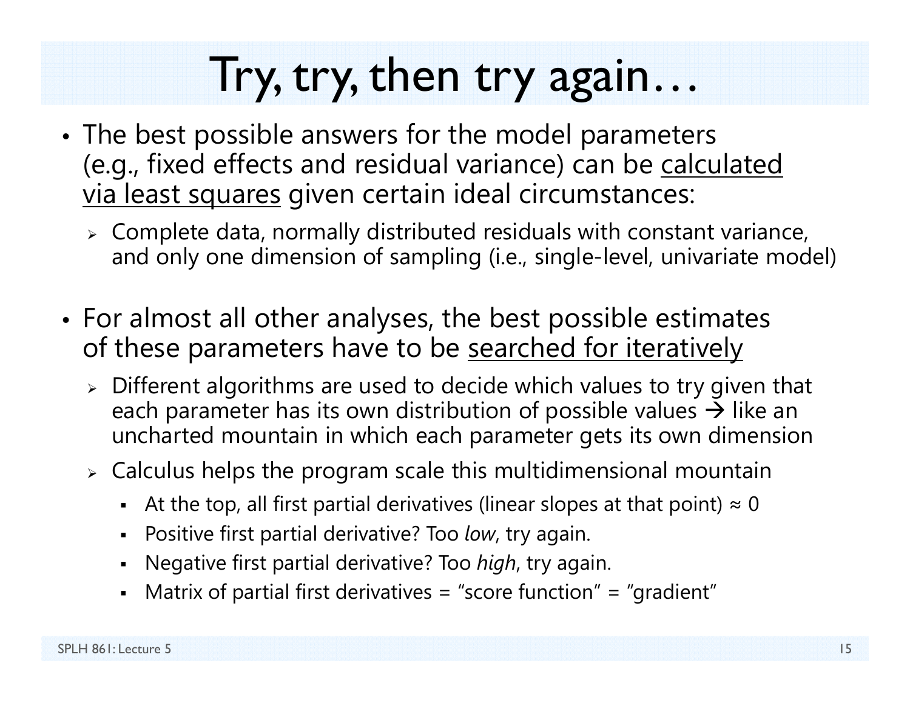# Try, try, then try again…

- The best possible answers for the model parameters (e.g., fixed effects and residual variance) can be <u>calculated via least squares</u> given certain ideal circumstances:
  - Complete data, normally distributed residuals with constant variance, and only one dimension of sampling (i.e., single-level, univariate model)

- For almost all other analyses, the best possible estimates of these parameters have to be <u>searched for iteratively</u>
  - Different algorithms are used to decide which values to try given that each parameter has its own distribution of possible values → like an uncharted mountain in which each parameter gets its own dimension
  - Calculus helps the program scale this multidimensional mountain
    - At the top, all first partial derivatives (linear slopes at that point) ≈ 0
    - Positive first partial derivative? Too *low*, try again.
    - Negative first partial derivative? Too *high*, try again.
    - Matrix of partial first derivatives = "score function" = "gradient"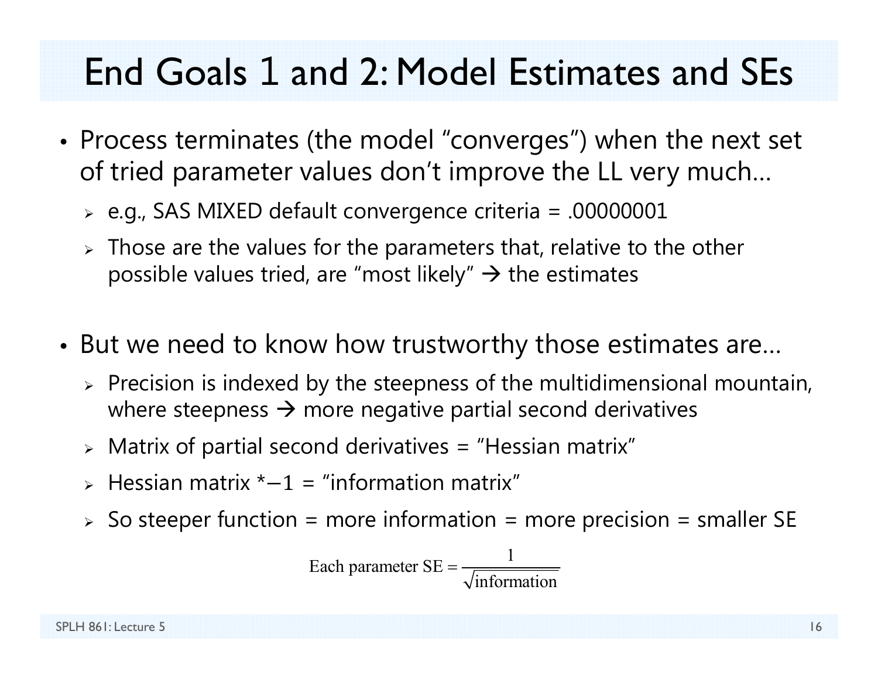# End Goals 1 and 2: Model Estimates and SEs

- Process terminates (the model "converges") when the next set of tried parameter values don't improve the LL very much…
  - e.g., SAS MIXED default convergence criteria = .00000001
  - Those are the values for the parameters that, relative to the other possible values tried, are "most likely" → the estimates

- But we need to know how trustworthy those estimates are…
  - Precision is indexed by the steepness of the multidimensional mountain, where steepness → more negative partial second derivatives
  - Matrix of partial second derivatives = "Hessian matrix"
  - Hessian matrix *−1 = "information matrix"
  - So steeper function = more information = more precision = smaller SE

$$\text{Each parameter SE} = \frac{1}{\sqrt{\text{information}}}$$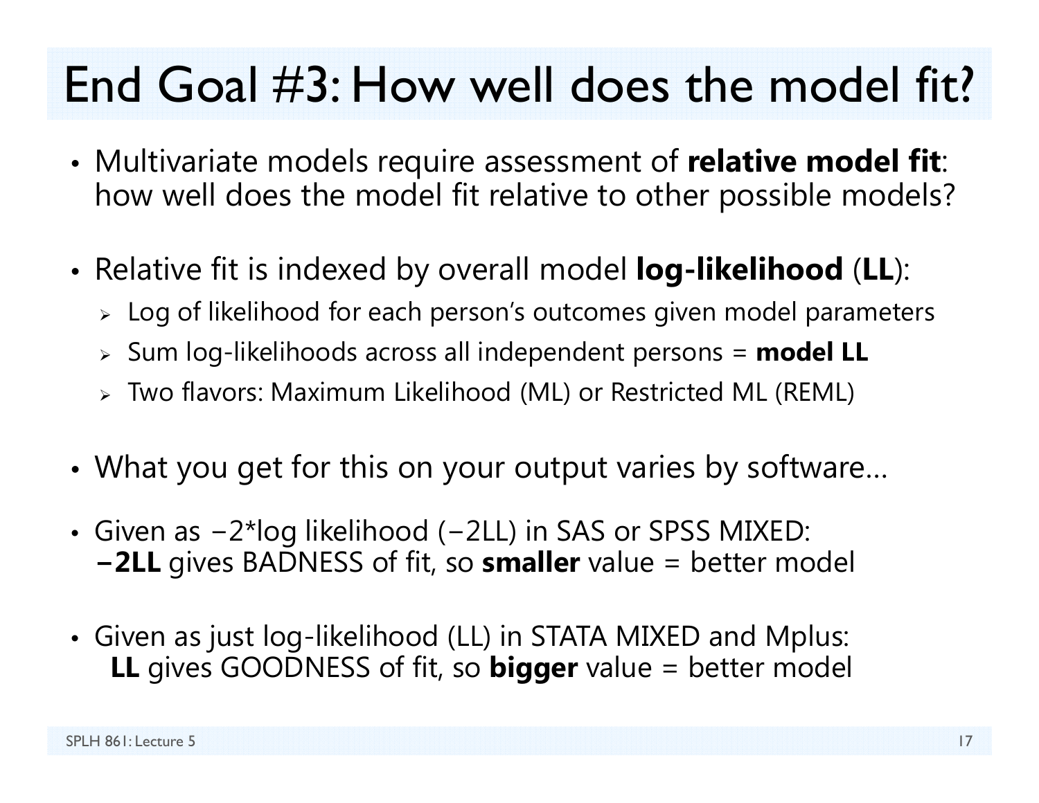# End Goal #3: How well does the model fit?

- Multivariate models require assessment of **relative model fit**: how well does the model fit relative to other possible models?

- Relative fit is indexed by overall model **log-likelihood** (**LL**):
  - Log of likelihood for each person's outcomes given model parameters
  - Sum log-likelihoods across all independent persons = **model LL**
  - Two flavors: Maximum Likelihood (ML) or Restricted ML (REML)

- What you get for this on your output varies by software…

- Given as −2*log likelihood (−2LL) in SAS or SPSS MIXED: **−2LL** gives BADNESS of fit, so **smaller** value = better model

- Given as just log-likelihood (LL) in STATA MIXED and Mplus: **LL** gives GOODNESS of fit, so **bigger** value = better model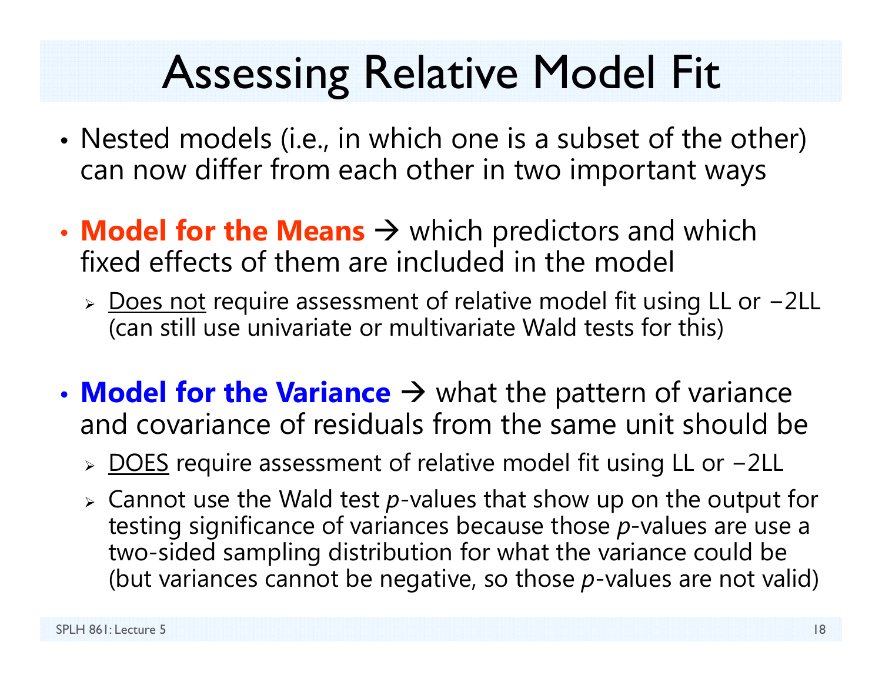# Assessing Relative Model Fit

- Nested models (i.e., in which one is a subset of the other) can now differ from each other in two important ways
- **Model for the Means** → which predictors and which fixed effects of them are included in the model
  - Does not require assessment of relative model fit using LL or −2LL (can still use univariate or multivariate Wald tests for this)
- **Model for the Variance** → what the pattern of variance and covariance of residuals from the same unit should be
  - DOES require assessment of relative model fit using LL or −2LL
  - Cannot use the Wald test *p*-values that show up on the output for testing significance of variances because those *p*-values are use a two-sided sampling distribution for what the variance could be (but variances cannot be negative, so those *p*-values are not valid)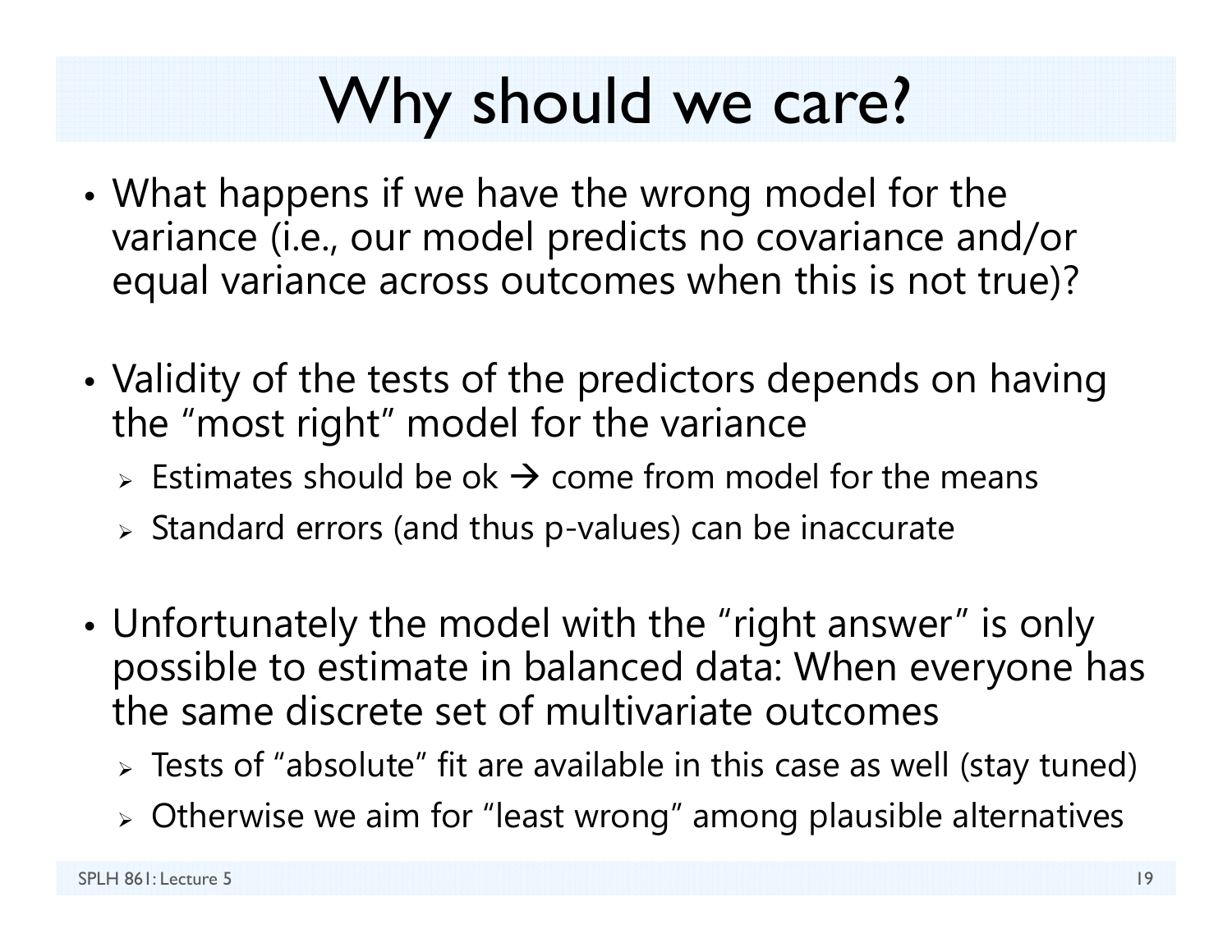# Why should we care?

- What happens if we have the wrong model for the variance (i.e., our model predicts no covariance and/or equal variance across outcomes when this is not true)?

- Validity of the tests of the predictors depends on having the "most right" model for the variance
  - Estimates should be ok → come from model for the means
  - Standard errors (and thus p-values) can be inaccurate

- Unfortunately the model with the "right answer" is only possible to estimate in balanced data: When everyone has the same discrete set of multivariate outcomes
  - Tests of "absolute" fit are available in this case as well (stay tuned)
  - Otherwise we aim for "least wrong" among plausible alternatives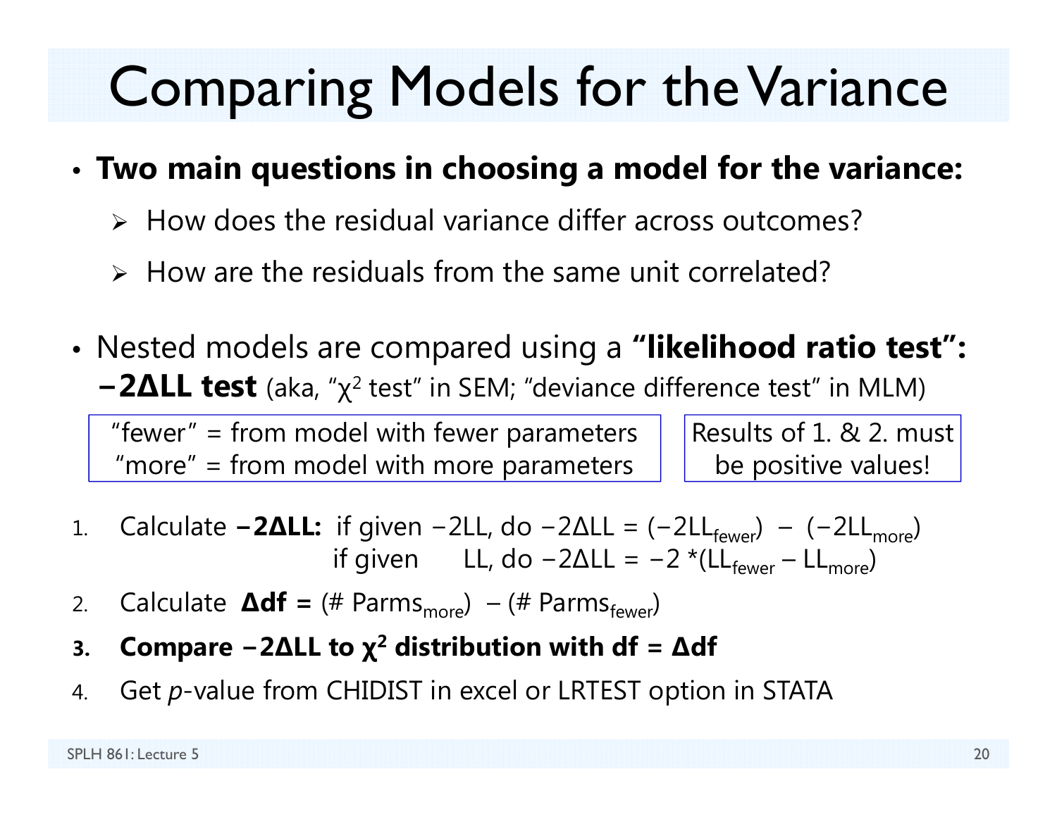# Comparing Models for the Variance

- **Two main questions in choosing a model for the variance:**
  - How does the residual variance differ across outcomes?
  - How are the residuals from the same unit correlated?

- Nested models are compared using a **"likelihood ratio test": −2ΔLL test** (aka, "$\chi^2$ test" in SEM; "deviance difference test" in MLM)

"fewer" = from model with fewer parameters
"more" = from model with more parameters

Results of 1. & 2. must be positive values!

1. Calculate **−2ΔLL:** if given −2LL, do $-2\Delta LL = (-2LL_{fewer}) - (-2LL_{more})$
   if given LL, do $-2\Delta LL = -2 * (LL_{fewer} - LL_{more})$
2. Calculate **Δdf =** $(\#\ Parms_{more}) - (\#\ Parms_{fewer})$
3. **Compare −2ΔLL to $\chi^2$ distribution with df = Δdf**
4. Get *p*-value from CHIDIST in excel or LRTEST option in STATA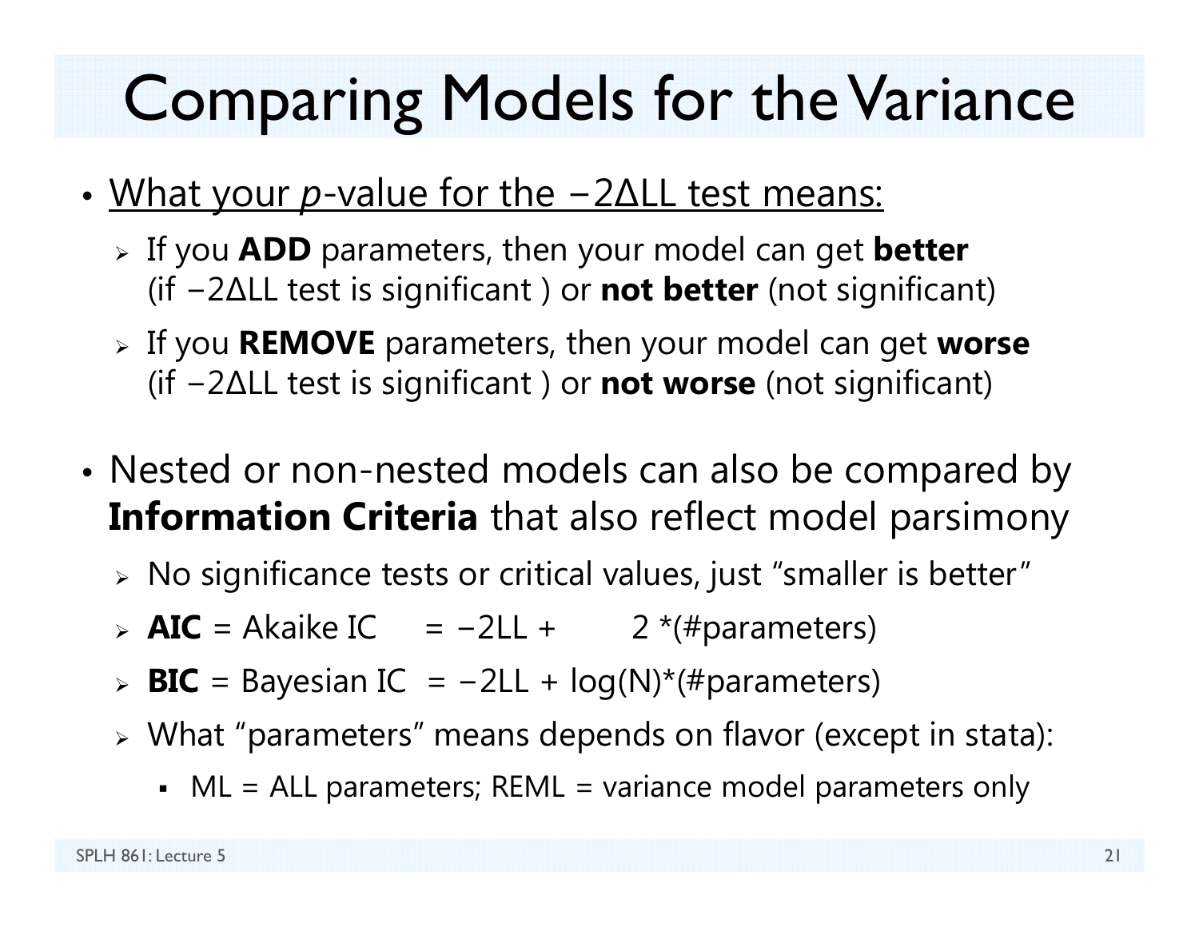# Comparing Models for the Variance

- <u>What your *p*-value for the $-2\Delta LL$ test means:</u>
  - If you **ADD** parameters, then your model can get **better** (if $-2\Delta LL$ test is significant ) or **not better** (not significant)
  - If you **REMOVE** parameters, then your model can get **worse** (if $-2\Delta LL$ test is significant ) or **not worse** (not significant)

- Nested or non-nested models can also be compared by **Information Criteria** that also reflect model parsimony
  - No significance tests or critical values, just "smaller is better"
  - **AIC** = Akaike IC = $-2LL + 2$ *(#parameters)
  - **BIC** = Bayesian IC = $-2LL + \log(N)$*(#parameters)
  - What "parameters" means depends on flavor (except in stata):
    - ML = ALL parameters; REML = variance model parameters only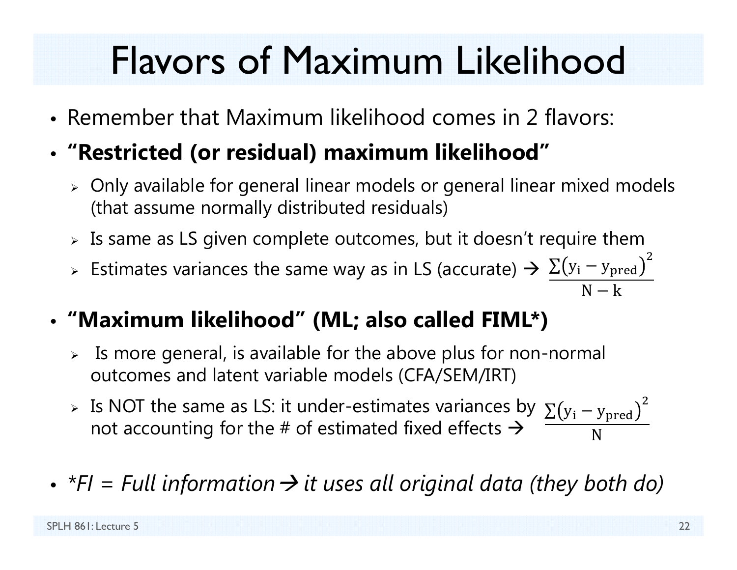# Flavors of Maximum Likelihood

- Remember that Maximum likelihood comes in 2 flavors:
- **"Restricted (or residual) maximum likelihood"**
  - Only available for general linear models or general linear mixed models (that assume normally distributed residuals)
  - Is same as LS given complete outcomes, but it doesn't require them
  - Estimates variances the same way as in LS (accurate) → $\frac{\sum\left(y_i - y_{pred}\right)^2}{N-k}$
- **"Maximum likelihood" (ML; also called FIML*)**
  - Is more general, is available for the above plus for non-normal outcomes and latent variable models (CFA/SEM/IRT)
  - Is NOT the same as LS: it under-estimates variances by not accounting for the # of estimated fixed effects → $\frac{\sum\left(y_i - y_{pred}\right)^2}{N}$
- *\*FI = Full information → it uses all original data (they both do)*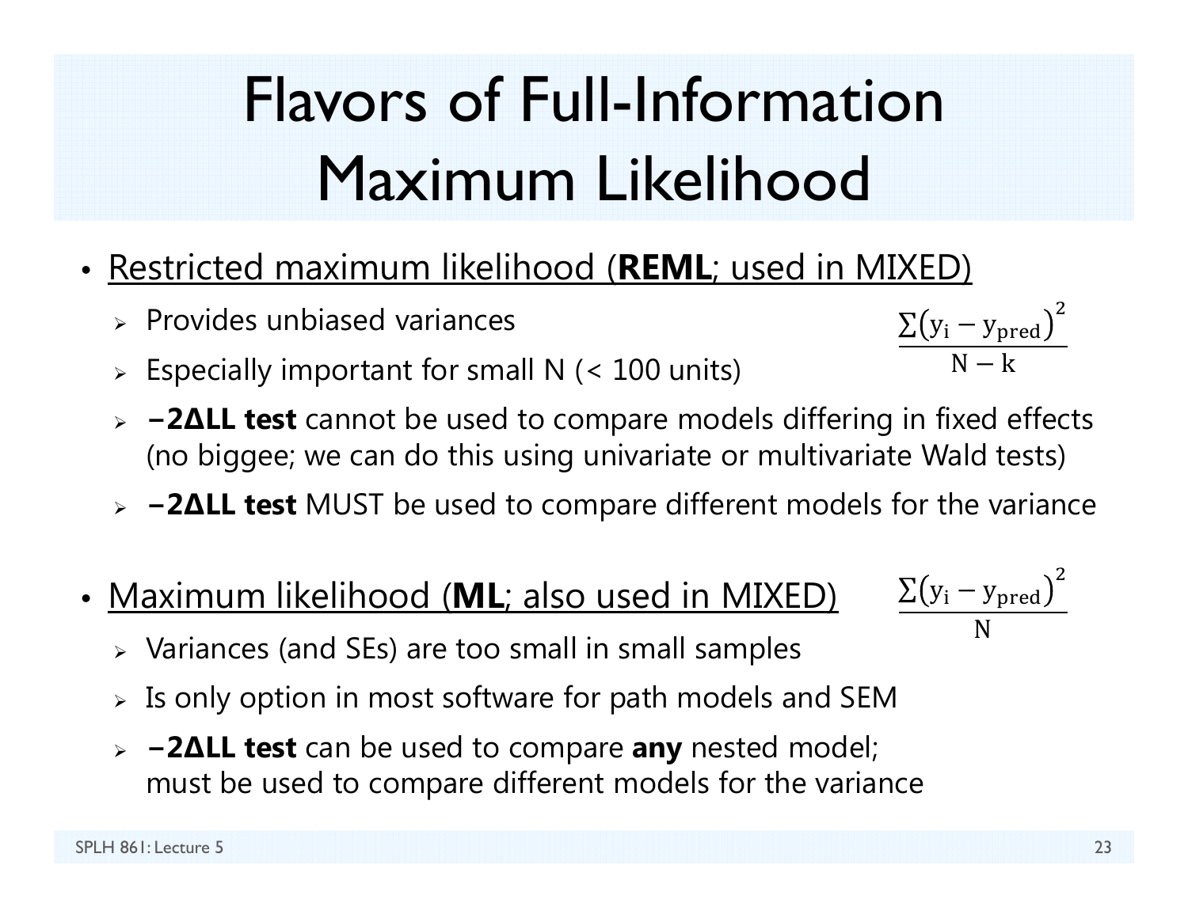# Flavors of Full-Information Maximum Likelihood

- Restricted maximum likelihood (**REML**; used in MIXED)

  $$\frac{\Sigma(y_i - y_{pred})^2}{N - k}$$

  - Provides unbiased variances
  - Especially important for small N (< 100 units)
  - **−2ΔLL test** cannot be used to compare models differing in fixed effects (no biggee; we can do this using univariate or multivariate Wald tests)
  - **−2ΔLL test** MUST be used to compare different models for the variance

- Maximum likelihood (**ML**; also used in MIXED)

  $$\frac{\Sigma(y_i - y_{pred})^2}{N}$$

  - Variances (and SEs) are too small in small samples
  - Is only option in most software for path models and SEM
  - **−2ΔLL test** can be used to compare **any** nested model; must be used to compare different models for the variance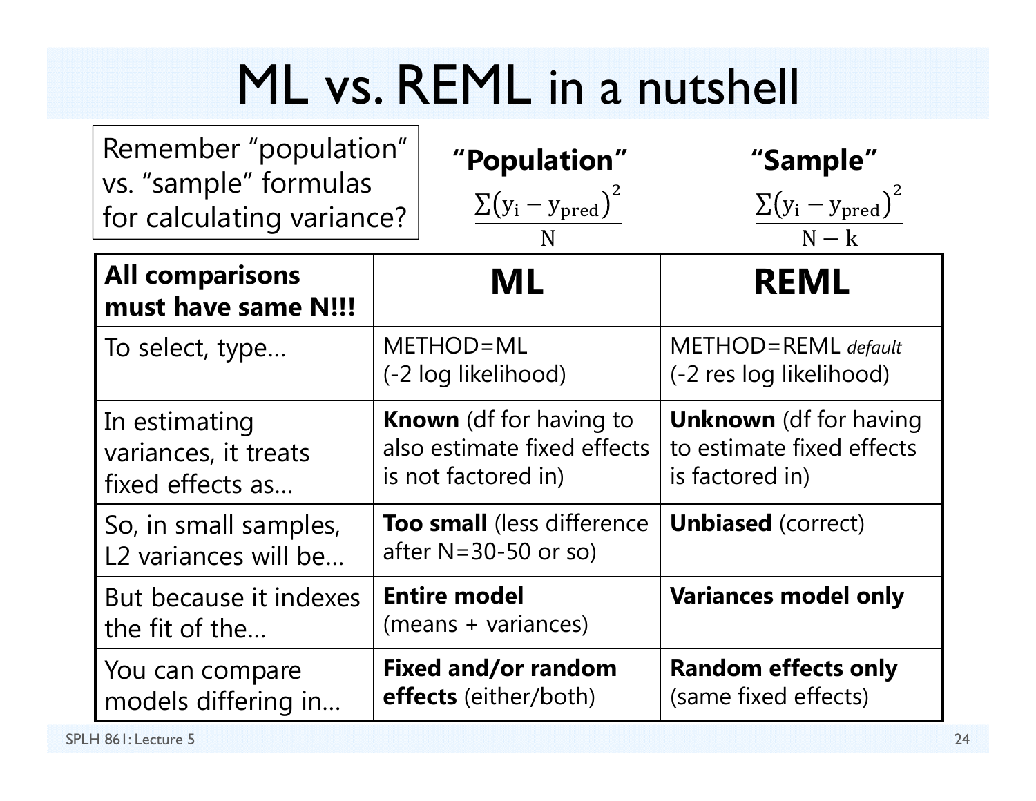# ML vs. REML in a nutshell

Remember "population" vs. "sample" formulas for calculating variance?

**"Population"**

$$\frac{\sum(y_i - y_{pred})^2}{N}$$

**"Sample"**

$$\frac{\sum(y_i - y_{pred})^2}{N - k}$$

| **All comparisons must have same N!!!** | **ML** | **REML** |
|---|---|---|
| To select, type… | METHOD=ML (-2 log likelihood) | METHOD=REML *default* (-2 res log likelihood) |
| In estimating variances, it treats fixed effects as… | **Known** (df for having to also estimate fixed effects is not factored in) | **Unknown** (df for having to estimate fixed effects is factored in) |
| So, in small samples, L2 variances will be… | **Too small** (less difference after N=30-50 or so) | **Unbiased** (correct) |
| But because it indexes the fit of the… | **Entire model** (means + variances) | **Variances model only** |
| You can compare models differing in… | **Fixed and/or random effects** (either/both) | **Random effects only** (same fixed effects) |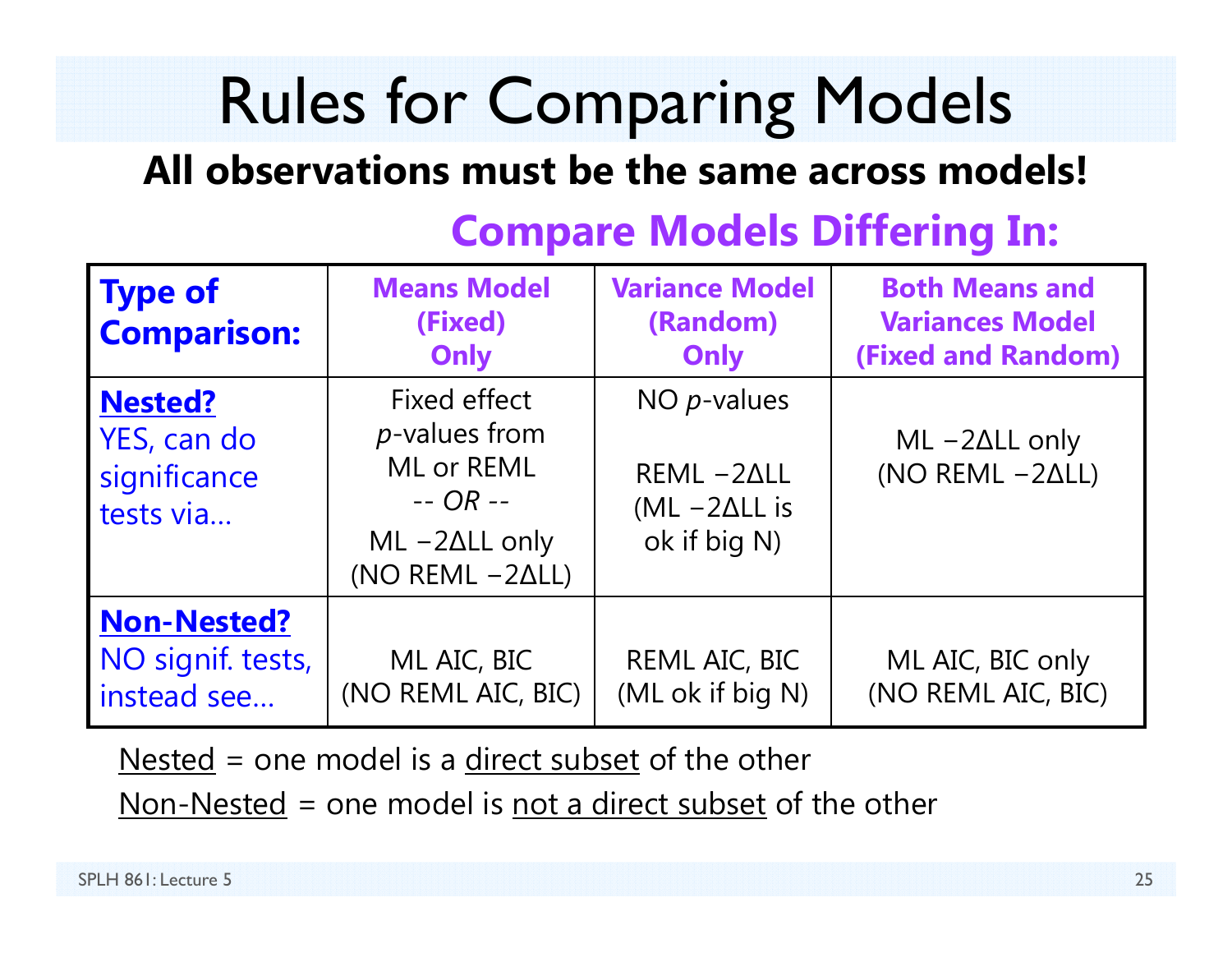# Rules for Comparing Models

**All observations must be the same across models!**

**Compare Models Differing In:**

| **Type of Comparison:** | **Means Model (Fixed) Only** | **Variance Model (Random) Only** | **Both Means and Variances Model (Fixed and Random)** |
|---|---|---|---|
| **Nested?** YES, can do significance tests via… | Fixed effect *p*-values from ML or REML -- *OR* -- ML $-2\Delta LL$ only (NO REML $-2\Delta LL$) | NO *p*-values<br><br>REML $-2\Delta LL$ (ML $-2\Delta LL$ is ok if big N) | ML $-2\Delta LL$ only (NO REML $-2\Delta LL$) |
| **Non-Nested?** NO signif. tests, instead see… | ML AIC, BIC (NO REML AIC, BIC) | REML AIC, BIC (ML ok if big N) | ML AIC, BIC only (NO REML AIC, BIC) |

Nested = one model is a direct subset of the other

Non-Nested = one model is not a direct subset of the other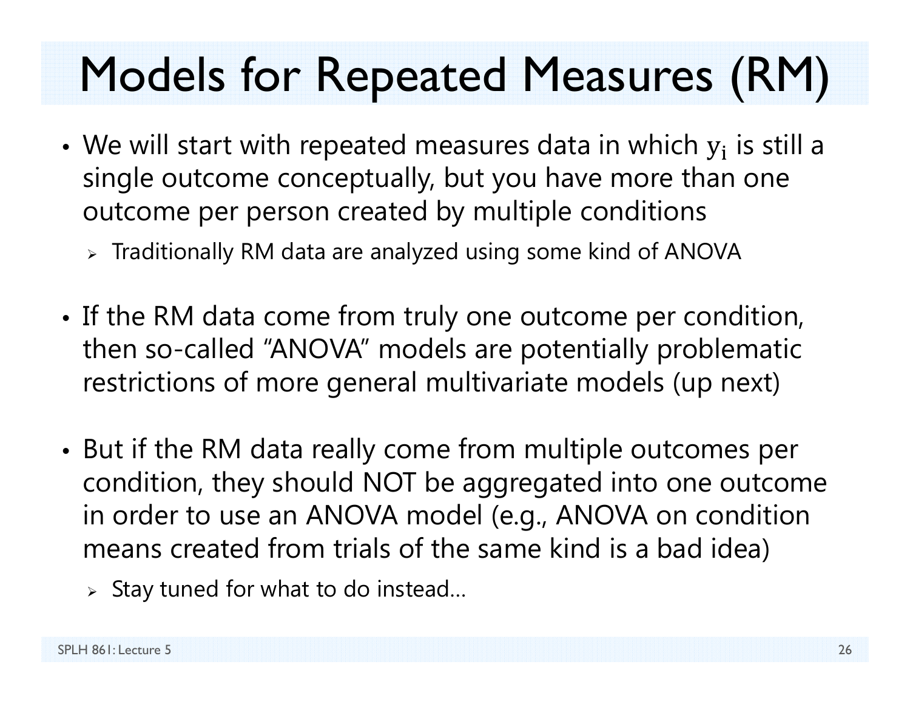# Models for Repeated Measures (RM)

- We will start with repeated measures data in which $y_i$ is still a single outcome conceptually, but you have more than one outcome per person created by multiple conditions
  - Traditionally RM data are analyzed using some kind of ANOVA
- If the RM data come from truly one outcome per condition, then so-called "ANOVA" models are potentially problematic restrictions of more general multivariate models (up next)
- But if the RM data really come from multiple outcomes per condition, they should NOT be aggregated into one outcome in order to use an ANOVA model (e.g., ANOVA on condition means created from trials of the same kind is a bad idea)
  - Stay tuned for what to do instead…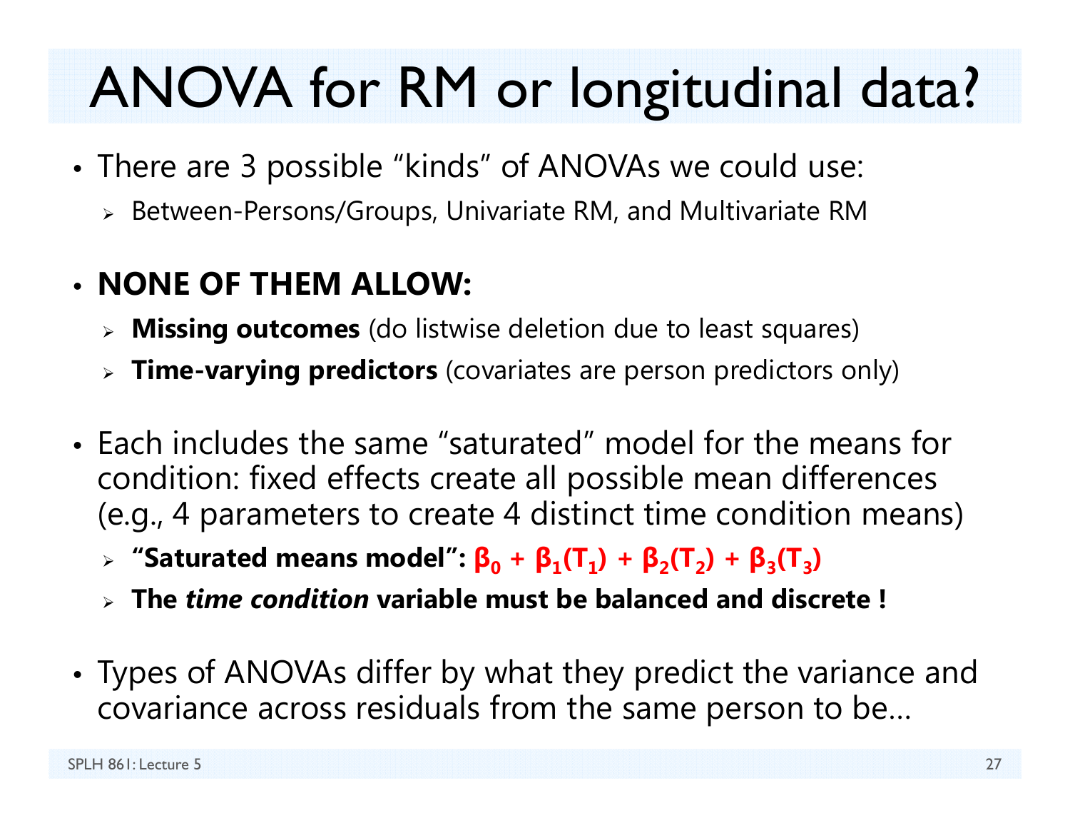# ANOVA for RM or longitudinal data?

- There are 3 possible "kinds" of ANOVAs we could use:
  - Between-Persons/Groups, Univariate RM, and Multivariate RM

- **NONE OF THEM ALLOW:**
  - **Missing outcomes** (do listwise deletion due to least squares)
  - **Time-varying predictors** (covariates are person predictors only)

- Each includes the same "saturated" model for the means for condition: fixed effects create all possible mean differences (e.g., 4 parameters to create 4 distinct time condition means)
  - **"Saturated means model":** $\beta_0 + \beta_1(T_1) + \beta_2(T_2) + \beta_3(T_3)$
  - **The *time condition* variable must be balanced and discrete !**

- Types of ANOVAs differ by what they predict the variance and covariance across residuals from the same person to be…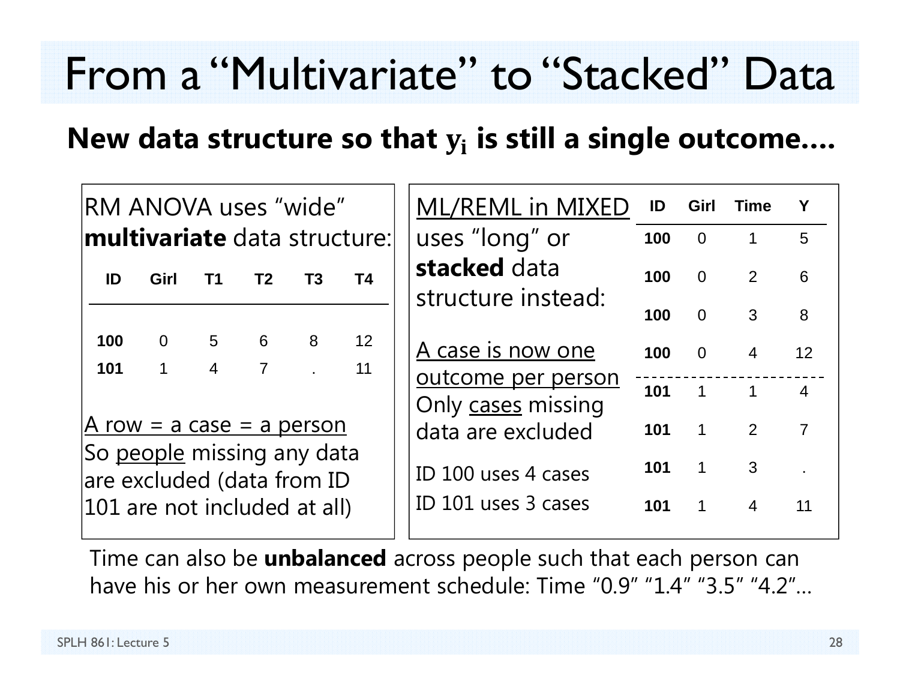# From a "Multivariate" to "Stacked" Data

## New data structure so that $y_i$ is still a single outcome....

RM ANOVA uses "wide" **multivariate** data structure:

| ID | Girl | T1 | T2 | T3 | T4 |
|---|---|---|---|---|---|
| **100** | 0 | 5 | 6 | 8 | 12 |
| **101** | 1 | 4 | 7 | . | 11 |

A row = a case = a person
So people missing any data are excluded (data from ID 101 are not included at all)

ML/REML in MIXED uses "long" or **stacked** data structure instead:

A case is now one outcome per person
Only cases missing data are excluded

ID 100 uses 4 cases
ID 101 uses 3 cases

| ID | Girl | Time | Y |
|---|---|---|---|
| **100** | 0 | 1 | 5 |
| **100** | 0 | 2 | 6 |
| **100** | 0 | 3 | 8 |
| **100** | 0 | 4 | 12 |
| **101** | 1 | 1 | 4 |
| **101** | 1 | 2 | 7 |
| **101** | 1 | 3 | . |
| **101** | 1 | 4 | 11 |

Time can also be **unbalanced** across people such that each person can have his or her own measurement schedule: Time "0.9" "1.4" "3.5" "4.2"…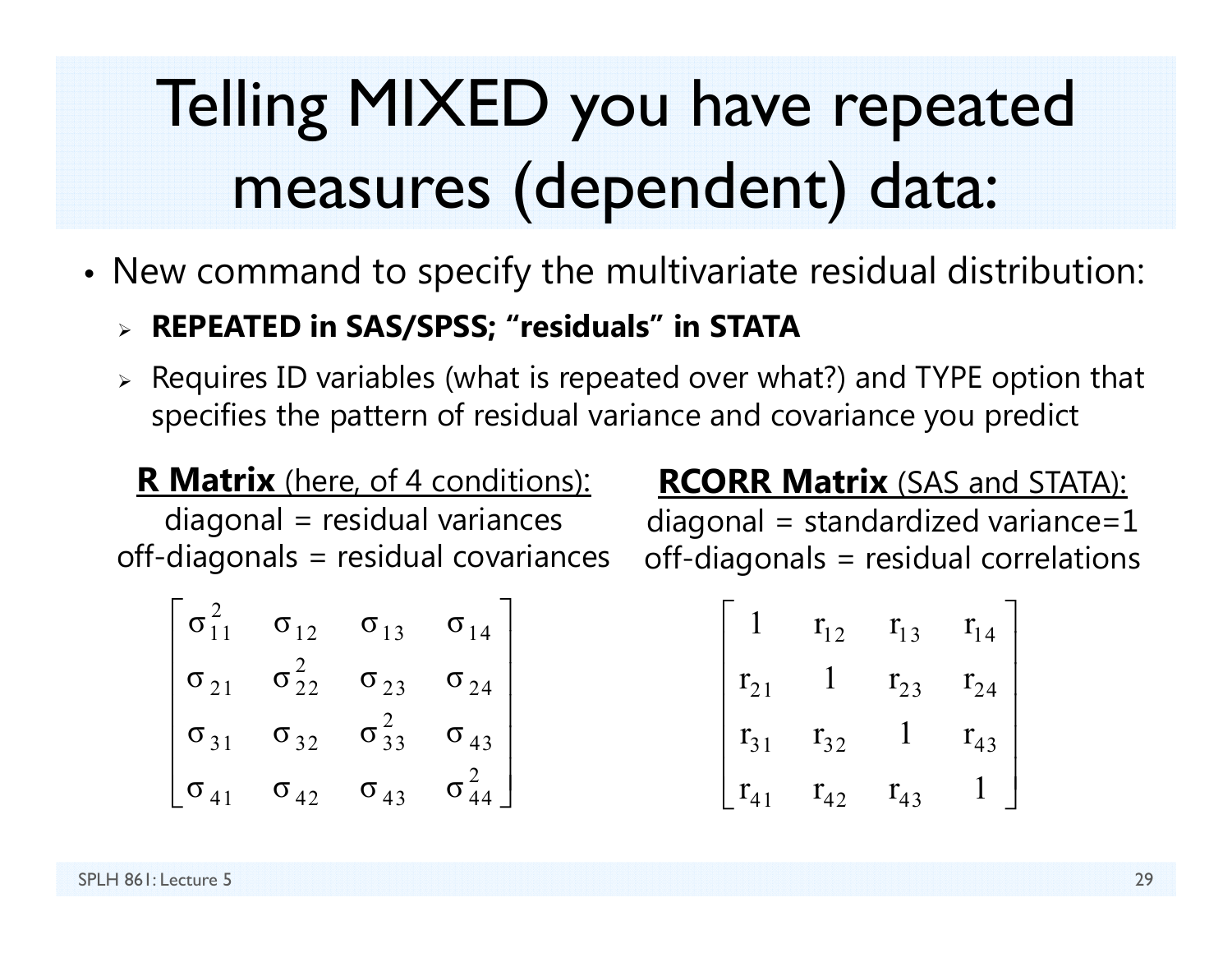# Telling MIXED you have repeated measures (dependent) data:

- New command to specify the multivariate residual distribution:
  - **REPEATED in SAS/SPSS; "residuals" in STATA**
  - Requires ID variables (what is repeated over what?) and TYPE option that specifies the pattern of residual variance and covariance you predict

**R Matrix** (here, of 4 conditions):
diagonal = residual variances
off-diagonals = residual covariances

$$\begin{bmatrix} \sigma_{11}^2 & \sigma_{12} & \sigma_{13} & \sigma_{14} \\ \sigma_{21} & \sigma_{22}^2 & \sigma_{23} & \sigma_{24} \\ \sigma_{31} & \sigma_{32} & \sigma_{33}^2 & \sigma_{43} \\ \sigma_{41} & \sigma_{42} & \sigma_{43} & \sigma_{44}^2 \end{bmatrix}$$

**RCORR Matrix** (SAS and STATA):
diagonal = standardized variance=1
off-diagonals = residual correlations

$$\begin{bmatrix} 1 & r_{12} & r_{13} & r_{14} \\ r_{21} & 1 & r_{23} & r_{24} \\ r_{31} & r_{32} & 1 & r_{43} \\ r_{41} & r_{42} & r_{43} & 1 \end{bmatrix}$$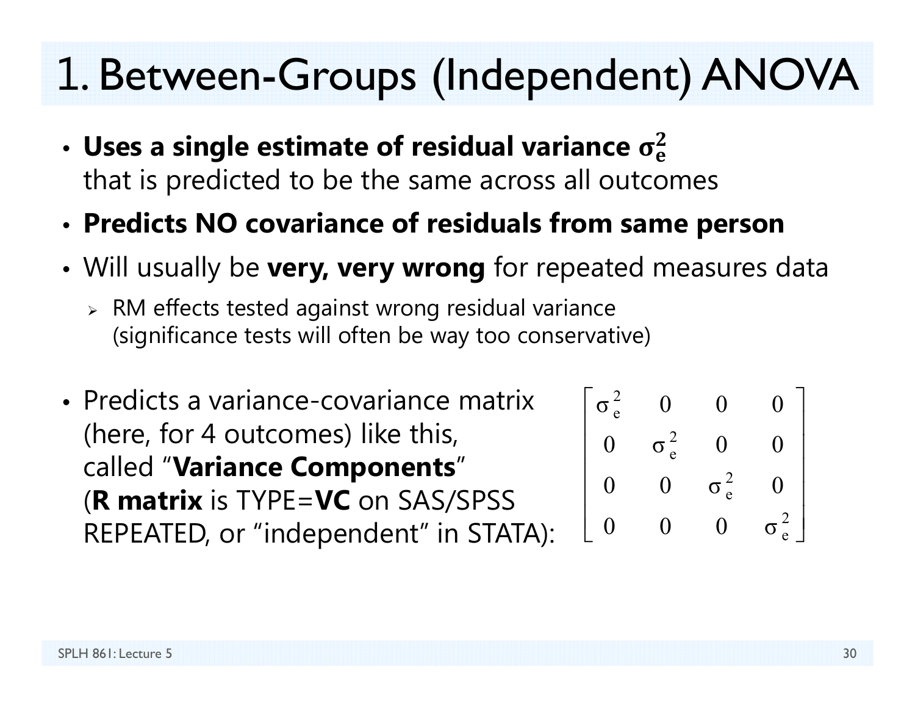# 1. Between-Groups (Independent) ANOVA

- **Uses a single estimate of residual variance $\sigma_e^2$** that is predicted to be the same across all outcomes
- **Predicts NO covariance of residuals from same person**
- Will usually be **very, very wrong** for repeated measures data
  - RM effects tested against wrong residual variance (significance tests will often be way too conservative)
- Predicts a variance-covariance matrix (here, for 4 outcomes) like this, called "**Variance Components**" (**R matrix** is TYPE=**VC** on SAS/SPSS REPEATED, or "independent" in STATA):

$$\begin{bmatrix} \sigma_e^2 & 0 & 0 & 0 \\ 0 & \sigma_e^2 & 0 & 0 \\ 0 & 0 & \sigma_e^2 & 0 \\ 0 & 0 & 0 & \sigma_e^2 \end{bmatrix}$$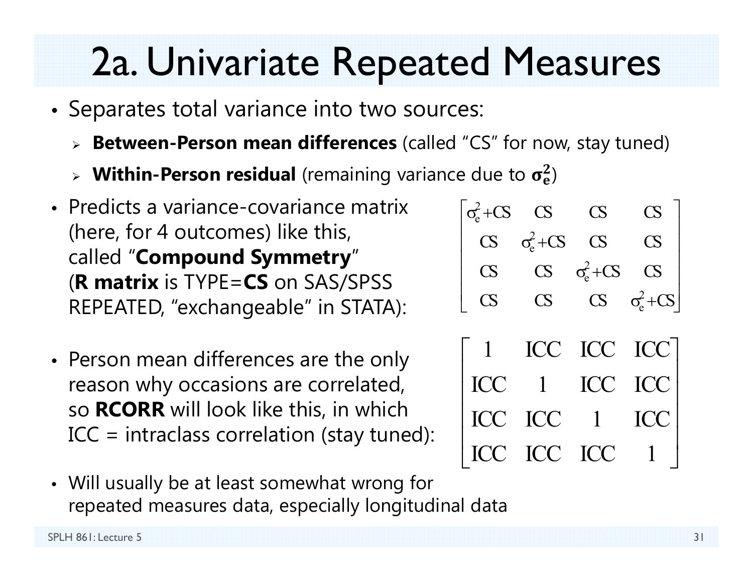# 2a. Univariate Repeated Measures

- Separates total variance into two sources:
  - **Between-Person mean differences** (called "CS" for now, stay tuned)
  - **Within-Person residual** (remaining variance due to $\boldsymbol{\sigma_e^2}$)
- Predicts a variance-covariance matrix (here, for 4 outcomes) like this, called "**Compound Symmetry**" (**R matrix** is TYPE=**CS** on SAS/SPSS REPEATED, "exchangeable" in STATA):

$$\begin{bmatrix} \sigma_e^2+CS & CS & CS & CS \\ CS & \sigma_e^2+CS & CS & CS \\ CS & CS & \sigma_e^2+CS & CS \\ CS & CS & CS & \sigma_e^2+CS \end{bmatrix}$$

- Person mean differences are the only reason why occasions are correlated, so **RCORR** will look like this, in which ICC = intraclass correlation (stay tuned):

$$\begin{bmatrix} 1 & ICC & ICC & ICC \\ ICC & 1 & ICC & ICC \\ ICC & ICC & 1 & ICC \\ ICC & ICC & ICC & 1 \end{bmatrix}$$

- Will usually be at least somewhat wrong for repeated measures data, especially longitudinal data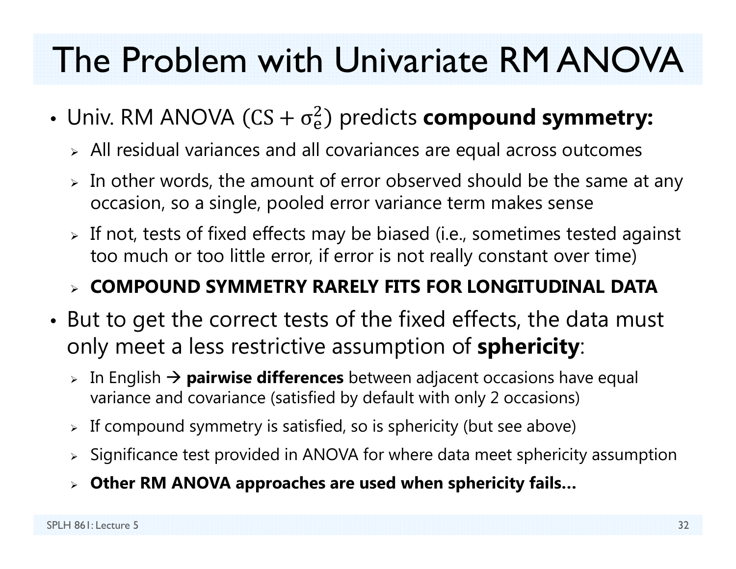# The Problem with Univariate RM ANOVA

- Univ. RM ANOVA ($CS + \sigma_e^2$) predicts **compound symmetry:**
  - All residual variances and all covariances are equal across outcomes
  - In other words, the amount of error observed should be the same at any occasion, so a single, pooled error variance term makes sense
  - If not, tests of fixed effects may be biased (i.e., sometimes tested against too much or too little error, if error is not really constant over time)
  - **COMPOUND SYMMETRY RARELY FITS FOR LONGITUDINAL DATA**
- But to get the correct tests of the fixed effects, the data must only meet a less restrictive assumption of **sphericity**:
  - In English → **pairwise differences** between adjacent occasions have equal variance and covariance (satisfied by default with only 2 occasions)
  - If compound symmetry is satisfied, so is sphericity (but see above)
  - Significance test provided in ANOVA for where data meet sphericity assumption
  - **Other RM ANOVA approaches are used when sphericity fails…**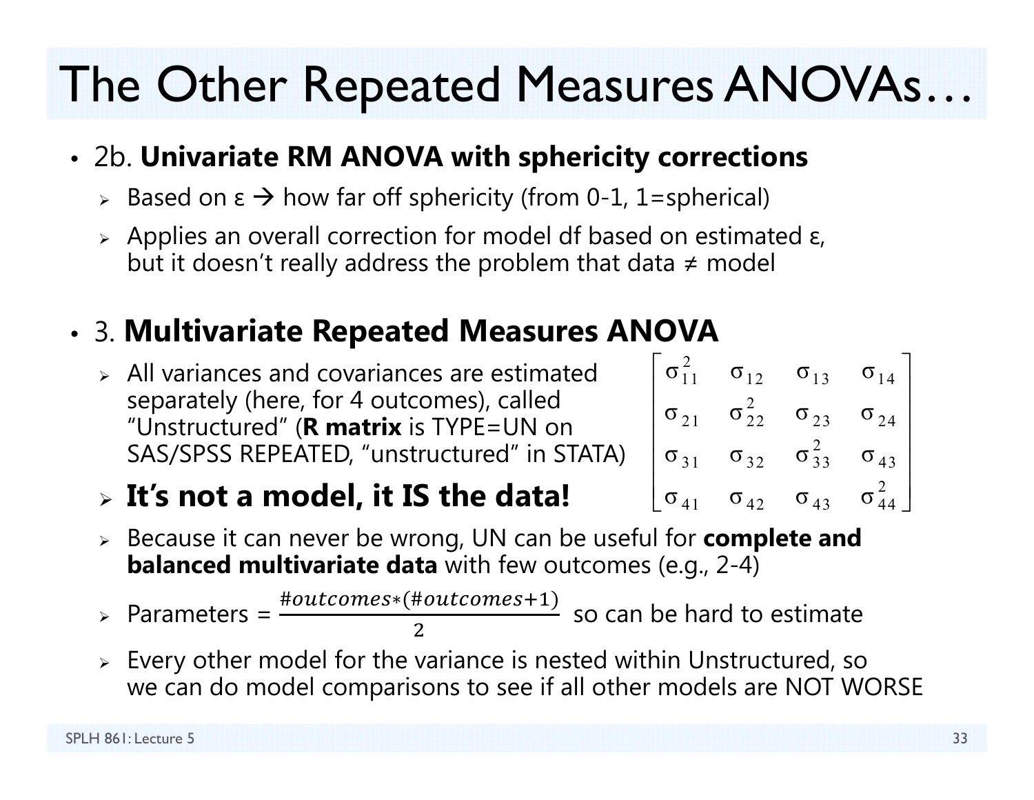# The Other Repeated Measures ANOVAs…

- 2b. **Univariate RM ANOVA with sphericity corrections**
  - Based on ε → how far off sphericity (from 0-1, 1=spherical)
  - Applies an overall correction for model df based on estimated ε, but it doesn't really address the problem that data ≠ model

- 3. **Multivariate Repeated Measures ANOVA**
  - All variances and covariances are estimated separately (here, for 4 outcomes), called "Unstructured" (**R matrix** is TYPE=UN on SAS/SPSS REPEATED, "unstructured" in STATA)
  - **It's not a model, it IS the data!**

$$\begin{bmatrix} \sigma_{11}^2 & \sigma_{12} & \sigma_{13} & \sigma_{14} \\ \sigma_{21} & \sigma_{22}^2 & \sigma_{23} & \sigma_{24} \\ \sigma_{31} & \sigma_{32} & \sigma_{33}^2 & \sigma_{43} \\ \sigma_{41} & \sigma_{42} & \sigma_{43} & \sigma_{44}^2 \end{bmatrix}$$

  - Because it can never be wrong, UN can be useful for **complete and balanced multivariate data** with few outcomes (e.g., 2-4)
  - Parameters = $\frac{\#outcomes*(\#outcomes+1)}{2}$ so can be hard to estimate
  - Every other model for the variance is nested within Unstructured, so we can do model comparisons to see if all other models are NOT WORSE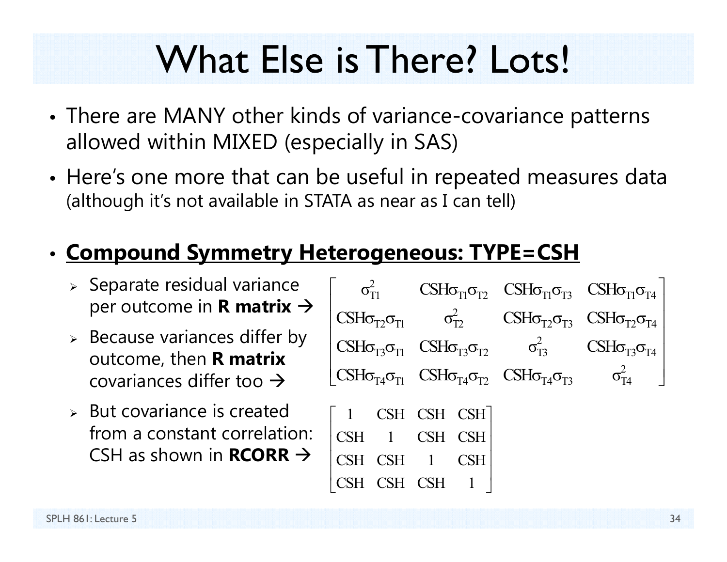# What Else is There? Lots!

- There are MANY other kinds of variance-covariance patterns allowed within MIXED (especially in SAS)
- Here's one more that can be useful in repeated measures data (although it's not available in STATA as near as I can tell)

- **Compound Symmetry Heterogeneous: TYPE=CSH**
  - Separate residual variance per outcome in **R matrix** →
  - Because variances differ by outcome, then **R matrix** covariances differ too →
  - But covariance is created from a constant correlation: CSH as shown in **RCORR** →

$$
\begin{bmatrix}
\sigma^2_{T1} & CSH\sigma_{T1}\sigma_{T2} & CSH\sigma_{T1}\sigma_{T3} & CSH\sigma_{T1}\sigma_{T4} \\
CSH\sigma_{T2}\sigma_{T1} & \sigma^2_{T2} & CSH\sigma_{T2}\sigma_{T3} & CSH\sigma_{T2}\sigma_{T4} \\
CSH\sigma_{T3}\sigma_{T1} & CSH\sigma_{T3}\sigma_{T2} & \sigma^2_{T3} & CSH\sigma_{T3}\sigma_{T4} \\
CSH\sigma_{T4}\sigma_{T1} & CSH\sigma_{T4}\sigma_{T2} & CSH\sigma_{T4}\sigma_{T3} & \sigma^2_{T4}
\end{bmatrix}
$$

$$
\begin{bmatrix}
1 & CSH & CSH & CSH \\
CSH & 1 & CSH & CSH \\
CSH & CSH & 1 & CSH \\
CSH & CSH & CSH & 1
\end{bmatrix}
$$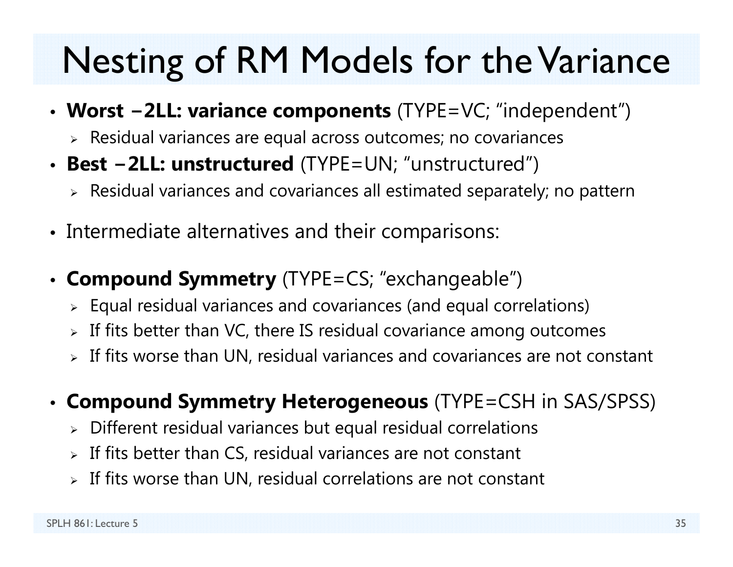# Nesting of RM Models for the Variance

- **Worst −2LL: variance components** (TYPE=VC; "independent")
  - Residual variances are equal across outcomes; no covariances
- **Best −2LL: unstructured** (TYPE=UN; "unstructured")
  - Residual variances and covariances all estimated separately; no pattern
- Intermediate alternatives and their comparisons:
- **Compound Symmetry** (TYPE=CS; "exchangeable")
  - Equal residual variances and covariances (and equal correlations)
  - If fits better than VC, there IS residual covariance among outcomes
  - If fits worse than UN, residual variances and covariances are not constant
- **Compound Symmetry Heterogeneous** (TYPE=CSH in SAS/SPSS)
  - Different residual variances but equal residual correlations
  - If fits better than CS, residual variances are not constant
  - If fits worse than UN, residual correlations are not constant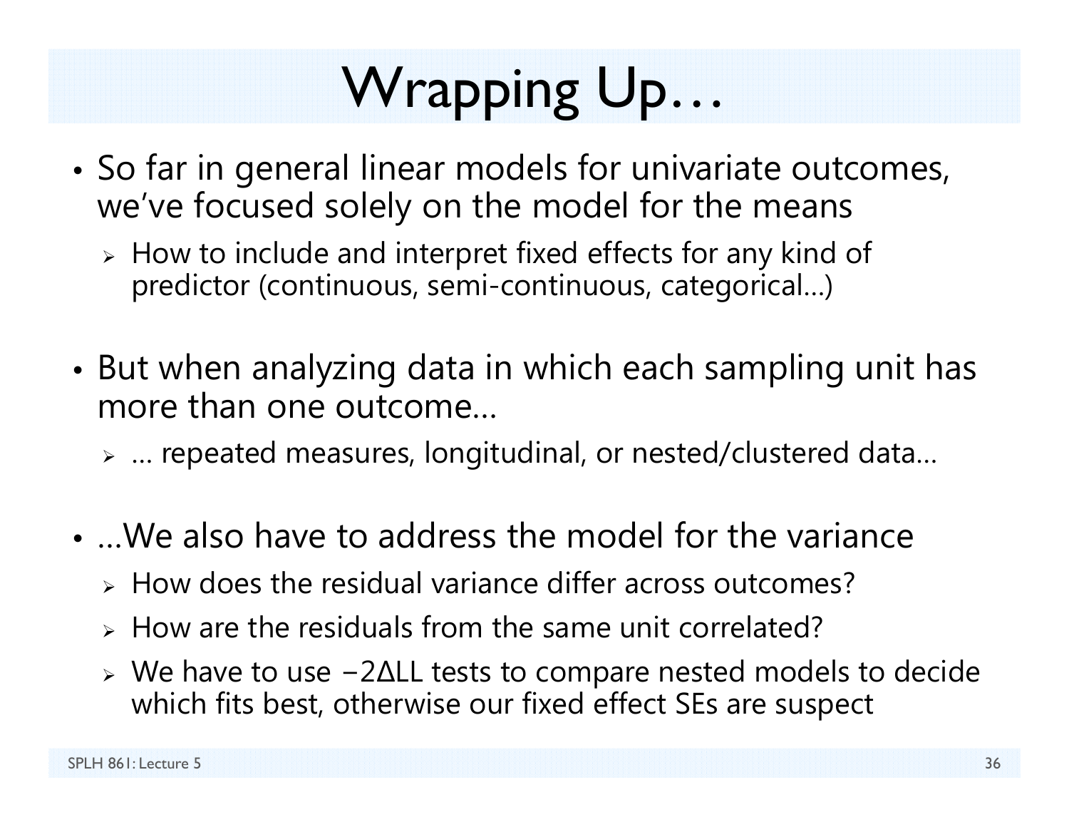# Wrapping Up…

- So far in general linear models for univariate outcomes, we've focused solely on the model for the means
  - How to include and interpret fixed effects for any kind of predictor (continuous, semi-continuous, categorical…)
- But when analyzing data in which each sampling unit has more than one outcome…
  - … repeated measures, longitudinal, or nested/clustered data…
- …We also have to address the model for the variance
  - How does the residual variance differ across outcomes?
  - How are the residuals from the same unit correlated?
  - We have to use $-2\Delta LL$ tests to compare nested models to decide which fits best, otherwise our fixed effect SEs are suspect